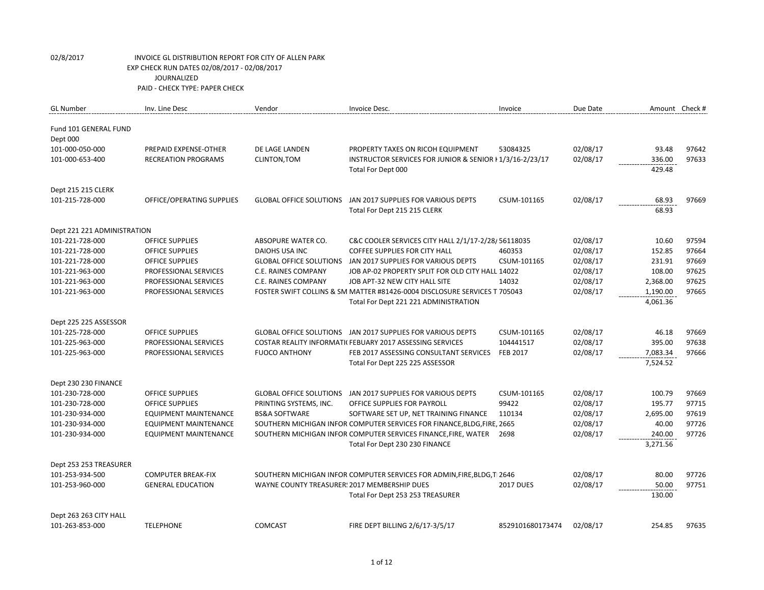02/8/2017 INVOICE GL DISTRIBUTION REPORT FOR CITY OF ALLEN PARK
EXP CHECK RUN DATES 02/08/2017 - 02/08/2017
JOURNALIZED
PAID - CHECK TYPE: PAPER CHECK

| GL Number | Inv. Line Desc | Vendor | Invoice Desc. | Invoice | Due Date | Amount | Check # |
|---|---|---|---|---|---|---|---|
| Fund 101 GENERAL FUND | | | | | | | |
| Dept 000 | | | | | | | |
| 101-000-050-000 | PREPAID EXPENSE-OTHER | DE LAGE LANDEN | PROPERTY TAXES ON RICOH EQUIPMENT | 53084325 | 02/08/17 | 93.48 | 97642 |
| 101-000-653-400 | RECREATION PROGRAMS | CLINTON,TOM | INSTRUCTOR SERVICES FOR JUNIOR & SENIOR I 1/3/16-2/23/17 | | 02/08/17 | 336.00 | 97633 |
| | | | Total For Dept 000 | | | 429.48 | |
| Dept 215 215 CLERK | | | | | | | |
| 101-215-728-000 | OFFICE/OPERATING SUPPLIES | GLOBAL OFFICE SOLUTIONS | JAN 2017 SUPPLIES FOR VARIOUS DEPTS | CSUM-101165 | 02/08/17 | 68.93 | 97669 |
| | | | Total For Dept 215 215 CLERK | | | 68.93 | |
| Dept 221 221 ADMINISTRATION | | | | | | | |
| 101-221-728-000 | OFFICE SUPPLIES | ABSOPURE WATER CO. | C&C COOLER SERVICES CITY HALL 2/1/17-2/28/ 56118035 | | 02/08/17 | 10.60 | 97594 |
| 101-221-728-000 | OFFICE SUPPLIES | DAIOHS USA INC | COFFEE SUPPLIES FOR CITY HALL | 460353 | 02/08/17 | 152.85 | 97664 |
| 101-221-728-000 | OFFICE SUPPLIES | GLOBAL OFFICE SOLUTIONS | JAN 2017 SUPPLIES FOR VARIOUS DEPTS | CSUM-101165 | 02/08/17 | 231.91 | 97669 |
| 101-221-963-000 | PROFESSIONAL SERVICES | C.E. RAINES COMPANY | JOB AP-02 PROPERTY SPLIT FOR OLD CITY HALL 14022 | | 02/08/17 | 108.00 | 97625 |
| 101-221-963-000 | PROFESSIONAL SERVICES | C.E. RAINES COMPANY | JOB APT-32 NEW CITY HALL SITE | 14032 | 02/08/17 | 2,368.00 | 97625 |
| 101-221-963-000 | PROFESSIONAL SERVICES | FOSTER SWIFT COLLINS & SM | MATTER #81426-0004 DISCLOSURE SERVICES T 705043 | | 02/08/17 | 1,190.00 | 97665 |
| | | | Total For Dept 221 221 ADMINISTRATION | | | 4,061.36 | |
| Dept 225 225 ASSESSOR | | | | | | | |
| 101-225-728-000 | OFFICE SUPPLIES | GLOBAL OFFICE SOLUTIONS | JAN 2017 SUPPLIES FOR VARIOUS DEPTS | CSUM-101165 | 02/08/17 | 46.18 | 97669 |
| 101-225-963-000 | PROFESSIONAL SERVICES | COSTAR REALITY INFORMATI( | FEBUARY 2017 ASSESSING SERVICES | 104441517 | 02/08/17 | 395.00 | 97638 |
| 101-225-963-000 | PROFESSIONAL SERVICES | FUOCO ANTHONY | FEB 2017 ASSESSING CONSULTANT SERVICES | FEB 2017 | 02/08/17 | 7,083.34 | 97666 |
| | | | Total For Dept 225 225 ASSESSOR | | | 7,524.52 | |
| Dept 230 230 FINANCE | | | | | | | |
| 101-230-728-000 | OFFICE SUPPLIES | GLOBAL OFFICE SOLUTIONS | JAN 2017 SUPPLIES FOR VARIOUS DEPTS | CSUM-101165 | 02/08/17 | 100.79 | 97669 |
| 101-230-728-000 | OFFICE SUPPLIES | PRINTING SYSTEMS, INC. | OFFICE SUPPLIES FOR PAYROLL | 99422 | 02/08/17 | 195.77 | 97715 |
| 101-230-934-000 | EQUIPMENT MAINTENANCE | BS&A SOFTWARE | SOFTWARE SET UP, NET TRAINING FINANCE | 110134 | 02/08/17 | 2,695.00 | 97619 |
| 101-230-934-000 | EQUIPMENT MAINTENANCE | SOUTHERN MICHIGAN INFOR | COMPUTER SERVICES FOR FINANCE,BLDG,FIRE, 2665 | | 02/08/17 | 40.00 | 97726 |
| 101-230-934-000 | EQUIPMENT MAINTENANCE | SOUTHERN MICHIGAN INFOR | COMPUTER SERVICES FINANCE,FIRE, WATER | 2698 | 02/08/17 | 240.00 | 97726 |
| | | | Total For Dept 230 230 FINANCE | | | 3,271.56 | |
| Dept 253 253 TREASURER | | | | | | | |
| 101-253-934-500 | COMPUTER BREAK-FIX | SOUTHERN MICHIGAN INFOR | COMPUTER SERVICES FOR ADMIN,FIRE,BLDG,T 2646 | | 02/08/17 | 80.00 | 97726 |
| 101-253-960-000 | GENERAL EDUCATION | WAYNE COUNTY TREASURER! | 2017 MEMBERSHIP DUES | 2017 DUES | 02/08/17 | 50.00 | 97751 |
| | | | Total For Dept 253 253 TREASURER | | | 130.00 | |
| Dept 263 263 CITY HALL | | | | | | | |
| 101-263-853-000 | TELEPHONE | COMCAST | FIRE DEPT BILLING 2/6/17-3/5/17 | 8529101680173474 | 02/08/17 | 254.85 | 97635 |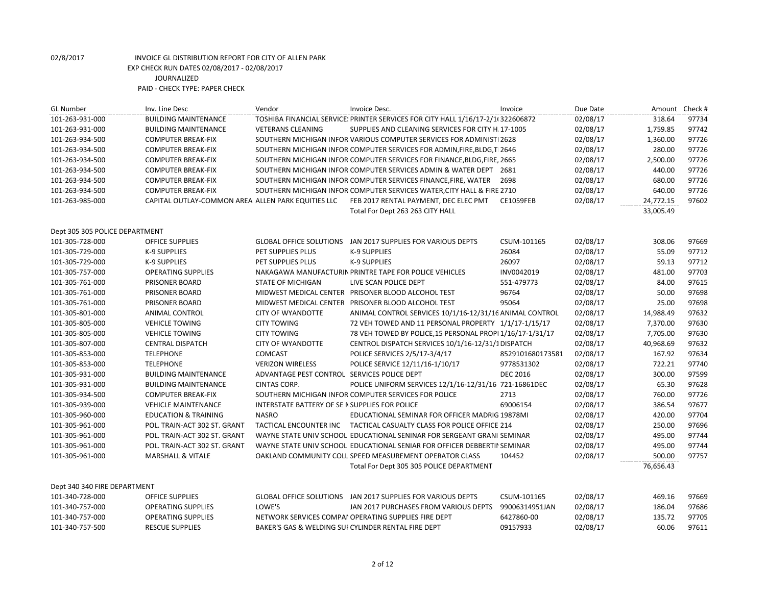02/8/2017 INVOICE GL DISTRIBUTION REPORT FOR CITY OF ALLEN PARK

EXP CHECK RUN DATES 02/08/2017 - 02/08/2017

JOURNALIZED

PAID - CHECK TYPE: PAPER CHECK

| GL Number | Inv. Line Desc | Vendor | Invoice Desc. | Invoice | Due Date | Amount | Check # |
|---|---|---|---|---|---|---|---|
| 101-263-931-000 | BUILDING MAINTENANCE | TOSHIBA FINANCIAL SERVICE! | PRINTER SERVICES FOR CITY HALL 1/16/17-2/1( | 322606872 | 02/08/17 | 318.64 | 97734 |
| 101-263-931-000 | BUILDING MAINTENANCE | VETERANS CLEANING | SUPPLIES AND CLEANING SERVICES FOR CITY H. | 17-1005 | 02/08/17 | 1,759.85 | 97742 |
| 101-263-934-500 | COMPUTER BREAK-FIX | SOUTHERN MICHIGAN INFOR | VARIOUS COMPUTER SERVICES FOR ADMINIST | 2628 | 02/08/17 | 1,360.00 | 97726 |
| 101-263-934-500 | COMPUTER BREAK-FIX | SOUTHERN MICHIGAN INFOR | COMPUTER SERVICES FOR ADMIN,FIRE,BLDG,T | 2646 | 02/08/17 | 280.00 | 97726 |
| 101-263-934-500 | COMPUTER BREAK-FIX | SOUTHERN MICHIGAN INFOR | COMPUTER SERVICES FOR FINANCE,BLDG,FIRE, | 2665 | 02/08/17 | 2,500.00 | 97726 |
| 101-263-934-500 | COMPUTER BREAK-FIX | SOUTHERN MICHIGAN INFOR | COMPUTER SERVICES ADMIN & WATER DEPT | 2681 | 02/08/17 | 440.00 | 97726 |
| 101-263-934-500 | COMPUTER BREAK-FIX | SOUTHERN MICHIGAN INFOR | COMPUTER SERVICES FINANCE,FIRE, WATER | 2698 | 02/08/17 | 680.00 | 97726 |
| 101-263-934-500 | COMPUTER BREAK-FIX | SOUTHERN MICHIGAN INFOR | COMPUTER SERVICES WATER,CITY HALL & FIRE | 2710 | 02/08/17 | 640.00 | 97726 |
| 101-263-985-000 | CAPITAL OUTLAY-COMMON AREA | ALLEN PARK EQUITIES LLC | FEB 2017 RENTAL PAYMENT, DEC ELEC PMT | CE1059FEB | 02/08/17 | 24,772.15 | 97602 |
| | | | Total For Dept 263 263 CITY HALL | | | 33,005.49 | |
| Dept 305 305 POLICE DEPARTMENT | | | | | | | |
| 101-305-728-000 | OFFICE SUPPLIES | GLOBAL OFFICE SOLUTIONS | JAN 2017 SUPPLIES FOR VARIOUS DEPTS | CSUM-101165 | 02/08/17 | 308.06 | 97669 |
| 101-305-729-000 | K-9 SUPPLIES | PET SUPPLIES PLUS | K-9 SUPPLIES | 26084 | 02/08/17 | 55.09 | 97712 |
| 101-305-729-000 | K-9 SUPPLIES | PET SUPPLIES PLUS | K-9 SUPPLIES | 26097 | 02/08/17 | 59.13 | 97712 |
| 101-305-757-000 | OPERATING SUPPLIES | NAKAGAWA MANUFACTURIN | PRINTRE TAPE FOR POLICE VEHICLES | INV0042019 | 02/08/17 | 481.00 | 97703 |
| 101-305-761-000 | PRISONER BOARD | STATE OF MICHIGAN | LIVE SCAN POLICE DEPT | 551-479773 | 02/08/17 | 84.00 | 97615 |
| 101-305-761-000 | PRISONER BOARD | MIDWEST MEDICAL CENTER | PRISONER BLOOD ALCOHOL TEST | 96764 | 02/08/17 | 50.00 | 97698 |
| 101-305-761-000 | PRISONER BOARD | MIDWEST MEDICAL CENTER | PRISONER BLOOD ALCOHOL TEST | 95064 | 02/08/17 | 25.00 | 97698 |
| 101-305-801-000 | ANIMAL CONTROL | CITY OF WYANDOTTE | ANIMAL CONTROL SERVICES 10/1/16-12/31/16 | ANIMAL CONTROL | 02/08/17 | 14,988.49 | 97632 |
| 101-305-805-000 | VEHICLE TOWING | CITY TOWING | 72 VEH TOWED AND 11 PERSONAL PROPERTY | 1/1/17-1/15/17 | 02/08/17 | 7,370.00 | 97630 |
| 101-305-805-000 | VEHICLE TOWING | CITY TOWING | 78 VEH TOWED BY POLICE,15 PERSONAL PROPI | 1/16/17-1/31/17 | 02/08/17 | 7,705.00 | 97630 |
| 101-305-807-000 | CENTRAL DISPATCH | CITY OF WYANDOTTE | CENTROL DISPATCH SERVICES 10/1/16-12/31/1 | DISPATCH | 02/08/17 | 40,968.69 | 97632 |
| 101-305-853-000 | TELEPHONE | COMCAST | POLICE SERVICES 2/5/17-3/4/17 | 8529101680173581 | 02/08/17 | 167.92 | 97634 |
| 101-305-853-000 | TELEPHONE | VERIZON WIRELESS | POLICE SERVICE 12/11/16-1/10/17 | 9778531302 | 02/08/17 | 722.21 | 97740 |
| 101-305-931-000 | BUILDING MAINTENANCE | ADVANTAGE PEST CONTROL | SERVICES POLICE DEPT | DEC 2016 | 02/08/17 | 300.00 | 97599 |
| 101-305-931-000 | BUILDING MAINTENANCE | CINTAS CORP. | POLICE UNIFORM SERVICES 12/1/16-12/31/16 | 721-16861DEC | 02/08/17 | 65.30 | 97628 |
| 101-305-934-500 | COMPUTER BREAK-FIX | SOUTHERN MICHIGAN INFOR | COMPUTER SERVICES FOR POLICE | 2713 | 02/08/17 | 760.00 | 97726 |
| 101-305-939-000 | VEHICLE MAINTENANCE | INTERSTATE BATTERY OF SE N | SUPPLIES FOR POLICE | 69006154 | 02/08/17 | 386.54 | 97677 |
| 101-305-960-000 | EDUCATION & TRAINING | NASRO | EDUCATIONAL SEMINAR FOR OFFICER MADRIG | 19878MI | 02/08/17 | 420.00 | 97704 |
| 101-305-961-000 | POL. TRAIN-ACT 302 ST. GRANT | TACTICAL ENCOUNTER INC | TACTICAL CASUALTY CLASS FOR POLICE OFFICE | 214 | 02/08/17 | 250.00 | 97696 |
| 101-305-961-000 | POL. TRAIN-ACT 302 ST. GRANT | WAYNE STATE UNIV SCHOOL | EDUCATIONAL SENINAR FOR SERGEANT GRANI | SEMINAR | 02/08/17 | 495.00 | 97744 |
| 101-305-961-000 | POL. TRAIN-ACT 302 ST. GRANT | WAYNE STATE UNIV SCHOOL | EDUCATIONAL SENIAR FOR OFFICER DEBBERTII | SEMINAR | 02/08/17 | 495.00 | 97744 |
| 101-305-961-000 | MARSHALL & VITALE | OAKLAND COMMUNITY COLL | SPEED MEASUREMENT OPERATOR CLASS | 104452 | 02/08/17 | 500.00 | 97757 |
| | | | Total For Dept 305 305 POLICE DEPARTMENT | | | 76,656.43 | |
| Dept 340 340 FIRE DEPARTMENT | | | | | | | |
| 101-340-728-000 | OFFICE SUPPLIES | GLOBAL OFFICE SOLUTIONS | JAN 2017 SUPPLIES FOR VARIOUS DEPTS | CSUM-101165 | 02/08/17 | 469.16 | 97669 |
| 101-340-757-000 | OPERATING SUPPLIES | LOWE'S | JAN 2017 PURCHASES FROM VARIOUS DEPTS | 99006314951JAN | 02/08/17 | 186.04 | 97686 |
| 101-340-757-000 | OPERATING SUPPLIES | NETWORK SERVICES COMPAI | OPERATING SUPPLIES FIRE DEPT | 6427860-00 | 02/08/17 | 135.72 | 97705 |
| 101-340-757-500 | RESCUE SUPPLIES | BAKER'S GAS & WELDING SUI | CYLINDER RENTAL FIRE DEPT | 09157933 | 02/08/17 | 60.06 | 97611 |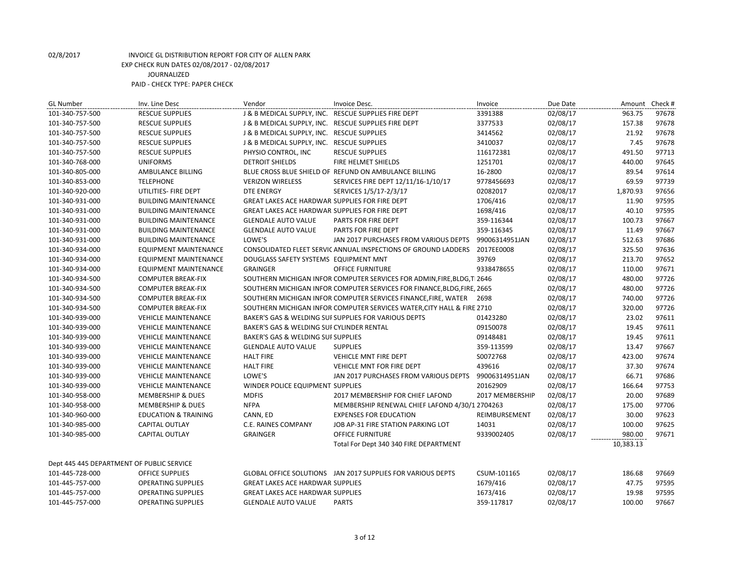02/8/2017 INVOICE GL DISTRIBUTION REPORT FOR CITY OF ALLEN PARK
EXP CHECK RUN DATES 02/08/2017 - 02/08/2017
JOURNALIZED
PAID - CHECK TYPE: PAPER CHECK

| GL Number | Inv. Line Desc | Vendor | Invoice Desc. | Invoice | Due Date | Amount | Check # |
|---|---|---|---|---|---|---|---|
| 101-340-757-500 | RESCUE SUPPLIES | J & B MEDICAL SUPPLY, INC. | RESCUE SUPPLIES FIRE DEPT | 3391388 | 02/08/17 | 963.75 | 97678 |
| 101-340-757-500 | RESCUE SUPPLIES | J & B MEDICAL SUPPLY, INC. | RESCUE SUPPLIES FIRE DEPT | 3377533 | 02/08/17 | 157.38 | 97678 |
| 101-340-757-500 | RESCUE SUPPLIES | J & B MEDICAL SUPPLY, INC. | RESCUE SUPPLIES | 3414562 | 02/08/17 | 21.92 | 97678 |
| 101-340-757-500 | RESCUE SUPPLIES | J & B MEDICAL SUPPLY, INC. | RESCUE SUPPLIES | 3410037 | 02/08/17 | 7.45 | 97678 |
| 101-340-757-500 | RESCUE SUPPLIES | PHYSIO CONTROL, INC | RESCUE SUPPLIES | 116172381 | 02/08/17 | 491.50 | 97713 |
| 101-340-768-000 | UNIFORMS | DETROIT SHIELDS | FIRE HELMET SHIELDS | 1251701 | 02/08/17 | 440.00 | 97645 |
| 101-340-805-000 | AMBULANCE BILLING | BLUE CROSS BLUE SHIELD OF | REFUND ON AMBULANCE BILLING | 16-2800 | 02/08/17 | 89.54 | 97614 |
| 101-340-853-000 | TELEPHONE | VERIZON WIRELESS | SERVICES FIRE DEPT 12/11/16-1/10/17 | 9778456693 | 02/08/17 | 69.59 | 97739 |
| 101-340-920-000 | UTILITIES- FIRE DEPT | DTE ENERGY | SERVICES 1/5/17-2/3/17 | 02082017 | 02/08/17 | 1,870.93 | 97656 |
| 101-340-931-000 | BUILDING MAINTENANCE | GREAT LAKES ACE HARDWAR | SUPPLIES FOR FIRE DEPT | 1706/416 | 02/08/17 | 11.90 | 97595 |
| 101-340-931-000 | BUILDING MAINTENANCE | GREAT LAKES ACE HARDWAR | SUPPLIES FOR FIRE DEPT | 1698/416 | 02/08/17 | 40.10 | 97595 |
| 101-340-931-000 | BUILDING MAINTENANCE | GLENDALE AUTO VALUE | PARTS FOR FIRE DEPT | 359-116344 | 02/08/17 | 100.73 | 97667 |
| 101-340-931-000 | BUILDING MAINTENANCE | GLENDALE AUTO VALUE | PARTS FOR FIRE DEPT | 359-116345 | 02/08/17 | 11.49 | 97667 |
| 101-340-931-000 | BUILDING MAINTENANCE | LOWE'S | JAN 2017 PURCHASES FROM VARIOUS DEPTS | 99006314951JAN | 02/08/17 | 512.63 | 97686 |
| 101-340-934-000 | EQUIPMENT MAINTENANCE | CONSOLIDATED FLEET SERVIC | ANNUAL INSPECTIONS OF GROUND LADDERS | 2017EE0008 | 02/08/17 | 325.50 | 97636 |
| 101-340-934-000 | EQUIPMENT MAINTENANCE | DOUGLASS SAFETY SYSTEMS | EQUIPMENT MNT | 39769 | 02/08/17 | 213.70 | 97652 |
| 101-340-934-000 | EQUIPMENT MAINTENANCE | GRAINGER | OFFICE FURNITURE | 9338478655 | 02/08/17 | 110.00 | 97671 |
| 101-340-934-500 | COMPUTER BREAK-FIX | SOUTHERN MICHIGAN INFOR | COMPUTER SERVICES FOR ADMIN,FIRE,BLDG,T | 2646 | 02/08/17 | 480.00 | 97726 |
| 101-340-934-500 | COMPUTER BREAK-FIX | SOUTHERN MICHIGAN INFOR | COMPUTER SERVICES FOR FINANCE,BLDG,FIRE, | 2665 | 02/08/17 | 480.00 | 97726 |
| 101-340-934-500 | COMPUTER BREAK-FIX | SOUTHERN MICHIGAN INFOR | COMPUTER SERVICES FINANCE,FIRE, WATER | 2698 | 02/08/17 | 740.00 | 97726 |
| 101-340-934-500 | COMPUTER BREAK-FIX | SOUTHERN MICHIGAN INFOR | COMPUTER SERVICES WATER,CITY HALL & FIRE | 2710 | 02/08/17 | 320.00 | 97726 |
| 101-340-939-000 | VEHICLE MAINTENANCE | BAKER'S GAS & WELDING SUI | SUPPLIES FOR VARIOUS DEPTS | 01423280 | 02/08/17 | 23.02 | 97611 |
| 101-340-939-000 | VEHICLE MAINTENANCE | BAKER'S GAS & WELDING SUI | CYLINDER RENTAL | 09150078 | 02/08/17 | 19.45 | 97611 |
| 101-340-939-000 | VEHICLE MAINTENANCE | BAKER'S GAS & WELDING SUI | SUPPLIES | 09148481 | 02/08/17 | 19.45 | 97611 |
| 101-340-939-000 | VEHICLE MAINTENANCE | GLENDALE AUTO VALUE | SUPPLIES | 359-113599 | 02/08/17 | 13.47 | 97667 |
| 101-340-939-000 | VEHICLE MAINTENANCE | HALT FIRE | VEHICLE MNT FIRE DEPT | S0072768 | 02/08/17 | 423.00 | 97674 |
| 101-340-939-000 | VEHICLE MAINTENANCE | HALT FIRE | VEHICLE MNT FOR FIRE DEPT | 439616 | 02/08/17 | 37.30 | 97674 |
| 101-340-939-000 | VEHICLE MAINTENANCE | LOWE'S | JAN 2017 PURCHASES FROM VARIOUS DEPTS | 99006314951JAN | 02/08/17 | 66.71 | 97686 |
| 101-340-939-000 | VEHICLE MAINTENANCE | WINDER POLICE EQUIPMENT | SUPPLIES | 20162909 | 02/08/17 | 166.64 | 97753 |
| 101-340-958-000 | MEMBERSHIP & DUES | MDFIS | 2017 MEMBERSHIP FOR CHIEF LAFOND | 2017 MEMBERSHIP | 02/08/17 | 20.00 | 97689 |
| 101-340-958-000 | MEMBERSHIP & DUES | NFPA | MEMBERSHIP RENEWAL CHIEF LAFOND 4/30/1 | 2704263 | 02/08/17 | 175.00 | 97706 |
| 101-340-960-000 | EDUCATION & TRAINING | CANN, ED | EXPENSES FOR EDUCATION | REIMBURSEMENT | 02/08/17 | 30.00 | 97623 |
| 101-340-985-000 | CAPITAL OUTLAY | C.E. RAINES COMPANY | JOB AP-31 FIRE STATION PARKING LOT | 14031 | 02/08/17 | 100.00 | 97625 |
| 101-340-985-000 | CAPITAL OUTLAY | GRAINGER | OFFICE FURNITURE | 9339002405 | 02/08/17 | 980.00 | 97671 |
| | | | Total For Dept 340 340 FIRE DEPARTMENT | | | 10,383.13 | |

Dept 445 445 DEPARTMENT OF PUBLIC SERVICE

| GL Number | Inv. Line Desc | Vendor | Invoice Desc. | Invoice | Due Date | Amount | Check # |
|---|---|---|---|---|---|---|---|
| 101-445-728-000 | OFFICE SUPPLIES | GLOBAL OFFICE SOLUTIONS | JAN 2017 SUPPLIES FOR VARIOUS DEPTS | CSUM-101165 | 02/08/17 | 186.68 | 97669 |
| 101-445-757-000 | OPERATING SUPPLIES | GREAT LAKES ACE HARDWAR | SUPPLIES | 1679/416 | 02/08/17 | 47.75 | 97595 |
| 101-445-757-000 | OPERATING SUPPLIES | GREAT LAKES ACE HARDWAR | SUPPLIES | 1673/416 | 02/08/17 | 19.98 | 97595 |
| 101-445-757-000 | OPERATING SUPPLIES | GLENDALE AUTO VALUE | PARTS | 359-117817 | 02/08/17 | 100.00 | 97667 |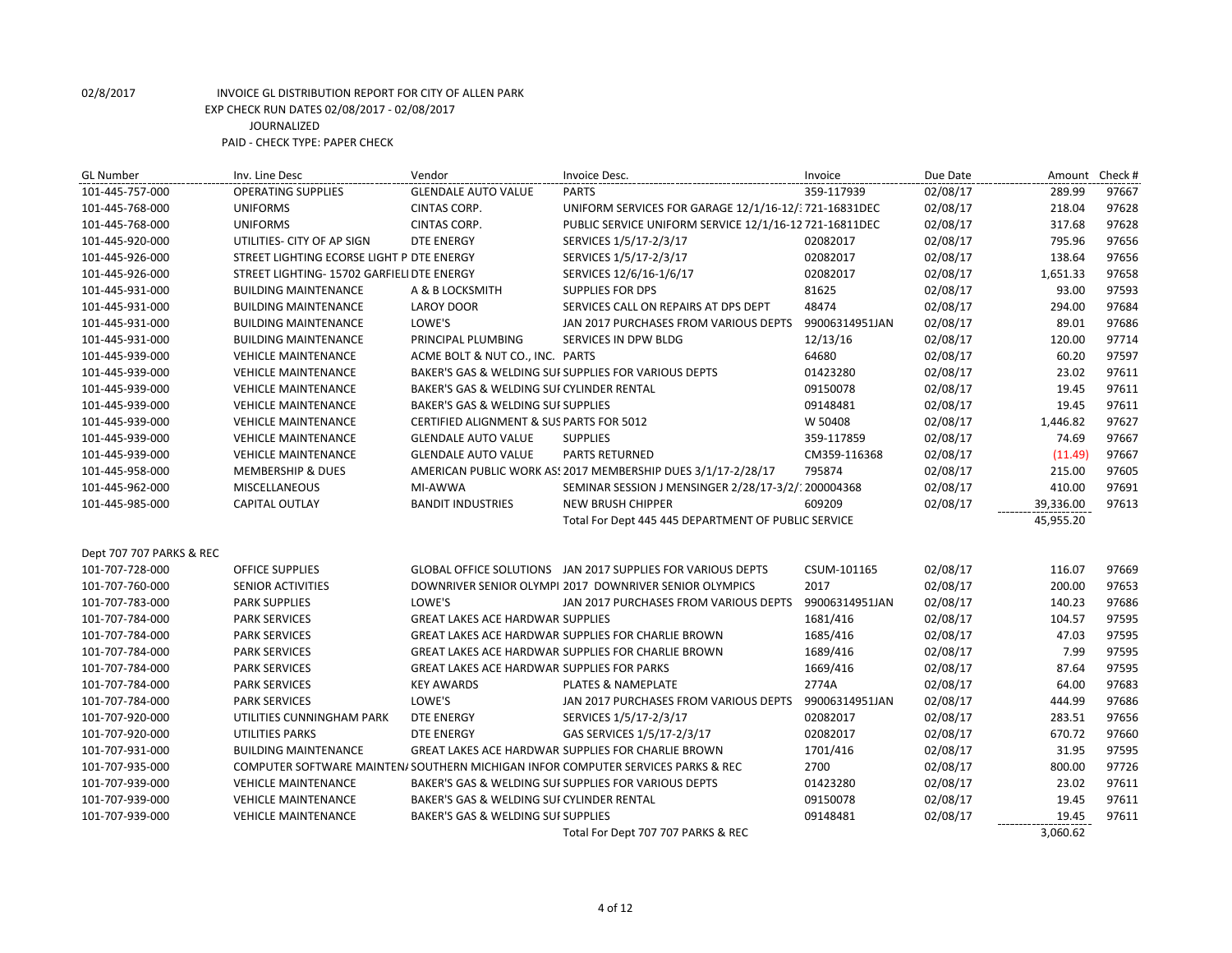02/8/2017 INVOICE GL DISTRIBUTION REPORT FOR CITY OF ALLEN PARK
EXP CHECK RUN DATES 02/08/2017 - 02/08/2017
JOURNALIZED
PAID - CHECK TYPE: PAPER CHECK

| GL Number | Inv. Line Desc | Vendor | Invoice Desc. | Invoice | Due Date | Amount | Check # |
|---|---|---|---|---|---|---|---|
| 101-445-757-000 | OPERATING SUPPLIES | GLENDALE AUTO VALUE | PARTS | 359-117939 | 02/08/17 | 289.99 | 97667 |
| 101-445-768-000 | UNIFORMS | CINTAS CORP. | UNIFORM SERVICES FOR GARAGE 12/1/16-12/3 | 721-16831DEC | 02/08/17 | 218.04 | 97628 |
| 101-445-768-000 | UNIFORMS | CINTAS CORP. | PUBLIC SERVICE UNIFORM SERVICE 12/1/16-12 | 721-16811DEC | 02/08/17 | 317.68 | 97628 |
| 101-445-920-000 | UTILITIES- CITY OF AP SIGN | DTE ENERGY | SERVICES 1/5/17-2/3/17 | 02082017 | 02/08/17 | 795.96 | 97656 |
| 101-445-926-000 | STREET LIGHTING ECORSE LIGHT P | DTE ENERGY | SERVICES 1/5/17-2/3/17 | 02082017 | 02/08/17 | 138.64 | 97656 |
| 101-445-926-000 | STREET LIGHTING- 15702 GARFIELI | DTE ENERGY | SERVICES 12/6/16-1/6/17 | 02082017 | 02/08/17 | 1,651.33 | 97658 |
| 101-445-931-000 | BUILDING MAINTENANCE | A & B LOCKSMITH | SUPPLIES FOR DPS | 81625 | 02/08/17 | 93.00 | 97593 |
| 101-445-931-000 | BUILDING MAINTENANCE | LAROY DOOR | SERVICES CALL ON REPAIRS AT DPS DEPT | 48474 | 02/08/17 | 294.00 | 97684 |
| 101-445-931-000 | BUILDING MAINTENANCE | LOWE'S | JAN 2017 PURCHASES FROM VARIOUS DEPTS | 99006314951JAN | 02/08/17 | 89.01 | 97686 |
| 101-445-931-000 | BUILDING MAINTENANCE | PRINCIPAL PLUMBING | SERVICES IN DPW BLDG | 12/13/16 | 02/08/17 | 120.00 | 97714 |
| 101-445-939-000 | VEHICLE MAINTENANCE | ACME BOLT & NUT CO., INC. | PARTS | 64680 | 02/08/17 | 60.20 | 97597 |
| 101-445-939-000 | VEHICLE MAINTENANCE | BAKER'S GAS & WELDING SUI | SUPPLIES FOR VARIOUS DEPTS | 01423280 | 02/08/17 | 23.02 | 97611 |
| 101-445-939-000 | VEHICLE MAINTENANCE | BAKER'S GAS & WELDING SUI | CYLINDER RENTAL | 09150078 | 02/08/17 | 19.45 | 97611 |
| 101-445-939-000 | VEHICLE MAINTENANCE | BAKER'S GAS & WELDING SUI | SUPPLIES | 09148481 | 02/08/17 | 19.45 | 97611 |
| 101-445-939-000 | VEHICLE MAINTENANCE | CERTIFIED ALIGNMENT & SUS | PARTS FOR 5012 | W 50408 | 02/08/17 | 1,446.82 | 97627 |
| 101-445-939-000 | VEHICLE MAINTENANCE | GLENDALE AUTO VALUE | SUPPLIES | 359-117859 | 02/08/17 | 74.69 | 97667 |
| 101-445-939-000 | VEHICLE MAINTENANCE | GLENDALE AUTO VALUE | PARTS RETURNED | CM359-116368 | 02/08/17 | (11.49) | 97667 |
| 101-445-958-000 | MEMBERSHIP & DUES | AMERICAN PUBLIC WORK AS | 2017 MEMBERSHIP DUES 3/1/17-2/28/17 | 795874 | 02/08/17 | 215.00 | 97605 |
| 101-445-962-000 | MISCELLANEOUS | MI-AWWA | SEMINAR SESSION J MENSINGER 2/28/17-3/2/1 | 200004368 | 02/08/17 | 410.00 | 97691 |
| 101-445-985-000 | CAPITAL OUTLAY | BANDIT INDUSTRIES | NEW BRUSH CHIPPER | 609209 | 02/08/17 | 39,336.00 | 97613 |
| | | | Total For Dept 445 445 DEPARTMENT OF PUBLIC SERVICE | | | 45,955.20 | |
| Dept 707 707 PARKS & REC | | | | | | | |
| 101-707-728-000 | OFFICE SUPPLIES | GLOBAL OFFICE SOLUTIONS | JAN 2017 SUPPLIES FOR VARIOUS DEPTS | CSUM-101165 | 02/08/17 | 116.07 | 97669 |
| 101-707-760-000 | SENIOR ACTIVITIES | DOWNRIVER SENIOR OLYMPI | 2017 DOWNRIVER SENIOR OLYMPICS | 2017 | 02/08/17 | 200.00 | 97653 |
| 101-707-783-000 | PARK SUPPLIES | LOWE'S | JAN 2017 PURCHASES FROM VARIOUS DEPTS | 99006314951JAN | 02/08/17 | 140.23 | 97686 |
| 101-707-784-000 | PARK SERVICES | GREAT LAKES ACE HARDWAR | SUPPLIES | 1681/416 | 02/08/17 | 104.57 | 97595 |
| 101-707-784-000 | PARK SERVICES | GREAT LAKES ACE HARDWAR | SUPPLIES FOR CHARLIE BROWN | 1685/416 | 02/08/17 | 47.03 | 97595 |
| 101-707-784-000 | PARK SERVICES | GREAT LAKES ACE HARDWAR | SUPPLIES FOR CHARLIE BROWN | 1689/416 | 02/08/17 | 7.99 | 97595 |
| 101-707-784-000 | PARK SERVICES | GREAT LAKES ACE HARDWAR | SUPPLIES FOR PARKS | 1669/416 | 02/08/17 | 87.64 | 97595 |
| 101-707-784-000 | PARK SERVICES | KEY AWARDS | PLATES & NAMEPLATE | 2774A | 02/08/17 | 64.00 | 97683 |
| 101-707-784-000 | PARK SERVICES | LOWE'S | JAN 2017 PURCHASES FROM VARIOUS DEPTS | 99006314951JAN | 02/08/17 | 444.99 | 97686 |
| 101-707-920-000 | UTILITIES CUNNINGHAM PARK | DTE ENERGY | SERVICES 1/5/17-2/3/17 | 02082017 | 02/08/17 | 283.51 | 97656 |
| 101-707-920-000 | UTILITIES PARKS | DTE ENERGY | GAS SERVICES 1/5/17-2/3/17 | 02082017 | 02/08/17 | 670.72 | 97660 |
| 101-707-931-000 | BUILDING MAINTENANCE | GREAT LAKES ACE HARDWAR | SUPPLIES FOR CHARLIE BROWN | 1701/416 | 02/08/17 | 31.95 | 97595 |
| 101-707-935-000 | COMPUTER SOFTWARE MAINTEN/ | SOUTHERN MICHIGAN INFOR | COMPUTER SERVICES PARKS & REC | 2700 | 02/08/17 | 800.00 | 97726 |
| 101-707-939-000 | VEHICLE MAINTENANCE | BAKER'S GAS & WELDING SUI | SUPPLIES FOR VARIOUS DEPTS | 01423280 | 02/08/17 | 23.02 | 97611 |
| 101-707-939-000 | VEHICLE MAINTENANCE | BAKER'S GAS & WELDING SUI | CYLINDER RENTAL | 09150078 | 02/08/17 | 19.45 | 97611 |
| 101-707-939-000 | VEHICLE MAINTENANCE | BAKER'S GAS & WELDING SUI | SUPPLIES | 09148481 | 02/08/17 | 19.45 | 97611 |
| | | | Total For Dept 707 707 PARKS & REC | | | 3,060.62 | |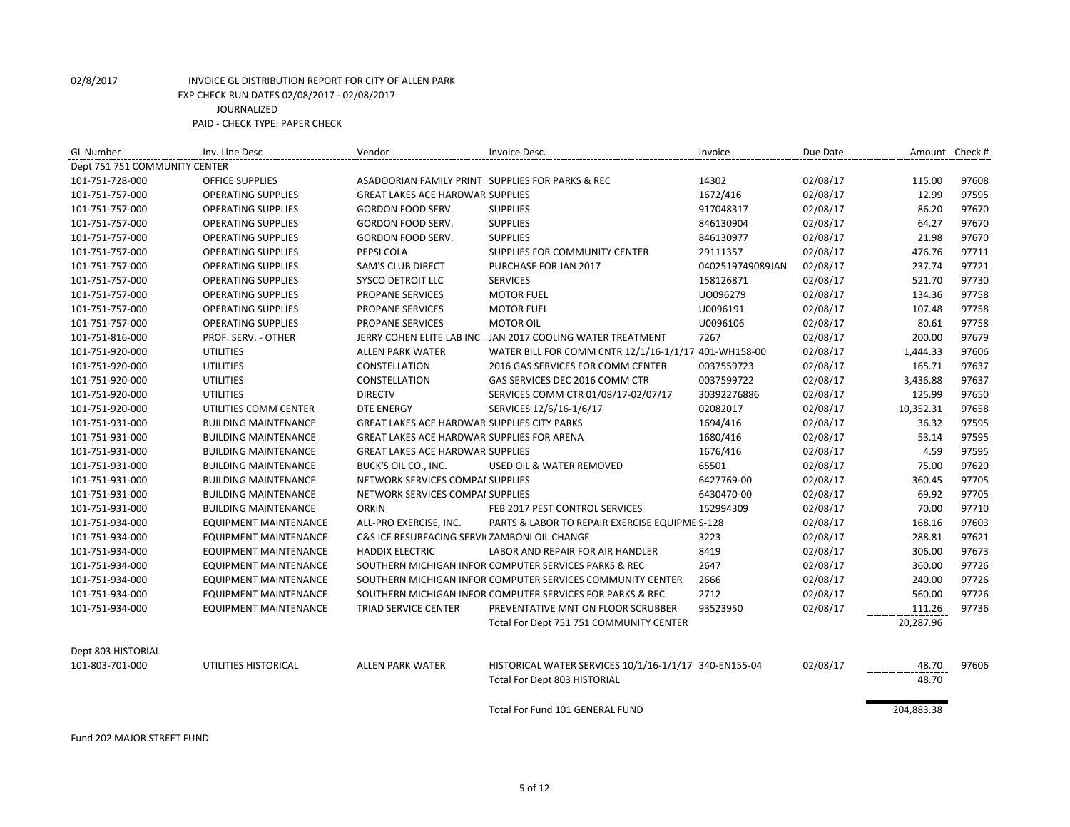02/8/2017 INVOICE GL DISTRIBUTION REPORT FOR CITY OF ALLEN PARK
EXP CHECK RUN DATES 02/08/2017 - 02/08/2017
JOURNALIZED
PAID - CHECK TYPE: PAPER CHECK

| GL Number | Inv. Line Desc | Vendor | Invoice Desc. | Invoice | Due Date | Amount | Check # |
|---|---|---|---|---|---|---|---|
| Dept 751 751 COMMUNITY CENTER | | | | | | | |
| 101-751-728-000 | OFFICE SUPPLIES | ASADOORIAN FAMILY PRINT | SUPPLIES FOR PARKS & REC | 14302 | 02/08/17 | 115.00 | 97608 |
| 101-751-757-000 | OPERATING SUPPLIES | GREAT LAKES ACE HARDWAR | SUPPLIES | 1672/416 | 02/08/17 | 12.99 | 97595 |
| 101-751-757-000 | OPERATING SUPPLIES | GORDON FOOD SERV. | SUPPLIES | 917048317 | 02/08/17 | 86.20 | 97670 |
| 101-751-757-000 | OPERATING SUPPLIES | GORDON FOOD SERV. | SUPPLIES | 846130904 | 02/08/17 | 64.27 | 97670 |
| 101-751-757-000 | OPERATING SUPPLIES | GORDON FOOD SERV. | SUPPLIES | 846130977 | 02/08/17 | 21.98 | 97670 |
| 101-751-757-000 | OPERATING SUPPLIES | PEPSI COLA | SUPPLIES FOR COMMUNITY CENTER | 29111357 | 02/08/17 | 476.76 | 97711 |
| 101-751-757-000 | OPERATING SUPPLIES | SAM'S CLUB DIRECT | PURCHASE FOR JAN 2017 | 0402519749089JAN | 02/08/17 | 237.74 | 97721 |
| 101-751-757-000 | OPERATING SUPPLIES | SYSCO DETROIT LLC | SERVICES | 158126871 | 02/08/17 | 521.70 | 97730 |
| 101-751-757-000 | OPERATING SUPPLIES | PROPANE SERVICES | MOTOR FUEL | U0096279 | 02/08/17 | 134.36 | 97758 |
| 101-751-757-000 | OPERATING SUPPLIES | PROPANE SERVICES | MOTOR FUEL | U0096191 | 02/08/17 | 107.48 | 97758 |
| 101-751-757-000 | OPERATING SUPPLIES | PROPANE SERVICES | MOTOR OIL | U0096106 | 02/08/17 | 80.61 | 97758 |
| 101-751-816-000 | PROF. SERV. - OTHER | JERRY COHEN ELITE LAB INC | JAN 2017 COOLING WATER TREATMENT | 7267 | 02/08/17 | 200.00 | 97679 |
| 101-751-920-000 | UTILITIES | ALLEN PARK WATER | WATER BILL FOR COMM CNTR 12/1/16-1/1/17 | 401-WH158-00 | 02/08/17 | 1,444.33 | 97606 |
| 101-751-920-000 | UTILITIES | CONSTELLATION | 2016 GAS SERVICES FOR COMM CENTER | 0037559723 | 02/08/17 | 165.71 | 97637 |
| 101-751-920-000 | UTILITIES | CONSTELLATION | GAS SERVICES DEC 2016 COMM CTR | 0037599722 | 02/08/17 | 3,436.88 | 97637 |
| 101-751-920-000 | UTILITIES | DIRECTV | SERVICES COMM CTR 01/08/17-02/07/17 | 30392276886 | 02/08/17 | 125.99 | 97650 |
| 101-751-920-000 | UTILITIES COMM CENTER | DTE ENERGY | SERVICES 12/6/16-1/6/17 | 02082017 | 02/08/17 | 10,352.31 | 97658 |
| 101-751-931-000 | BUILDING MAINTENANCE | GREAT LAKES ACE HARDWAR | SUPPLIES CITY PARKS | 1694/416 | 02/08/17 | 36.32 | 97595 |
| 101-751-931-000 | BUILDING MAINTENANCE | GREAT LAKES ACE HARDWAR | SUPPLIES FOR ARENA | 1680/416 | 02/08/17 | 53.14 | 97595 |
| 101-751-931-000 | BUILDING MAINTENANCE | GREAT LAKES ACE HARDWAR | SUPPLIES | 1676/416 | 02/08/17 | 4.59 | 97595 |
| 101-751-931-000 | BUILDING MAINTENANCE | BUCK'S OIL CO., INC. | USED OIL & WATER REMOVED | 65501 | 02/08/17 | 75.00 | 97620 |
| 101-751-931-000 | BUILDING MAINTENANCE | NETWORK SERVICES COMPAI | SUPPLIES | 6427769-00 | 02/08/17 | 360.45 | 97705 |
| 101-751-931-000 | BUILDING MAINTENANCE | NETWORK SERVICES COMPAI | SUPPLIES | 6430470-00 | 02/08/17 | 69.92 | 97705 |
| 101-751-931-000 | BUILDING MAINTENANCE | ORKIN | FEB 2017 PEST CONTROL SERVICES | 152994309 | 02/08/17 | 70.00 | 97710 |
| 101-751-934-000 | EQUIPMENT MAINTENANCE | ALL-PRO EXERCISE, INC. | PARTS & LABOR TO REPAIR EXERCISE EQUIPME | S-128 | 02/08/17 | 168.16 | 97603 |
| 101-751-934-000 | EQUIPMENT MAINTENANCE | C&S ICE RESURFACING SERVI | ZAMBONI OIL CHANGE | 3223 | 02/08/17 | 288.81 | 97621 |
| 101-751-934-000 | EQUIPMENT MAINTENANCE | HADDIX ELECTRIC | LABOR AND REPAIR FOR AIR HANDLER | 8419 | 02/08/17 | 306.00 | 97673 |
| 101-751-934-000 | EQUIPMENT MAINTENANCE | SOUTHERN MICHIGAN INFOR | COMPUTER SERVICES PARKS & REC | 2647 | 02/08/17 | 360.00 | 97726 |
| 101-751-934-000 | EQUIPMENT MAINTENANCE | SOUTHERN MICHIGAN INFOR | COMPUTER SERVICES COMMUNITY CENTER | 2666 | 02/08/17 | 240.00 | 97726 |
| 101-751-934-000 | EQUIPMENT MAINTENANCE | SOUTHERN MICHIGAN INFOR | COMPUTER SERVICES FOR PARKS & REC | 2712 | 02/08/17 | 560.00 | 97726 |
| 101-751-934-000 | EQUIPMENT MAINTENANCE | TRIAD SERVICE CENTER | PREVENTATIVE MNT ON FLOOR SCRUBBER | 93523950 | 02/08/17 | 111.26 | 97736 |
| | | | Total For Dept 751 751 COMMUNITY CENTER | | | 20,287.96 | |
| Dept 803 HISTORIAL | | | | | | | |
| 101-803-701-000 | UTILITIES HISTORICAL | ALLEN PARK WATER | HISTORICAL WATER SERVICES 10/1/16-1/1/17 | 340-EN155-04 | 02/08/17 | 48.70 | 97606 |
| | | | Total For Dept 803 HISTORIAL | | | 48.70 | |
| | | | Total For Fund 101 GENERAL FUND | | | 204,883.38 | |

Fund 202 MAJOR STREET FUND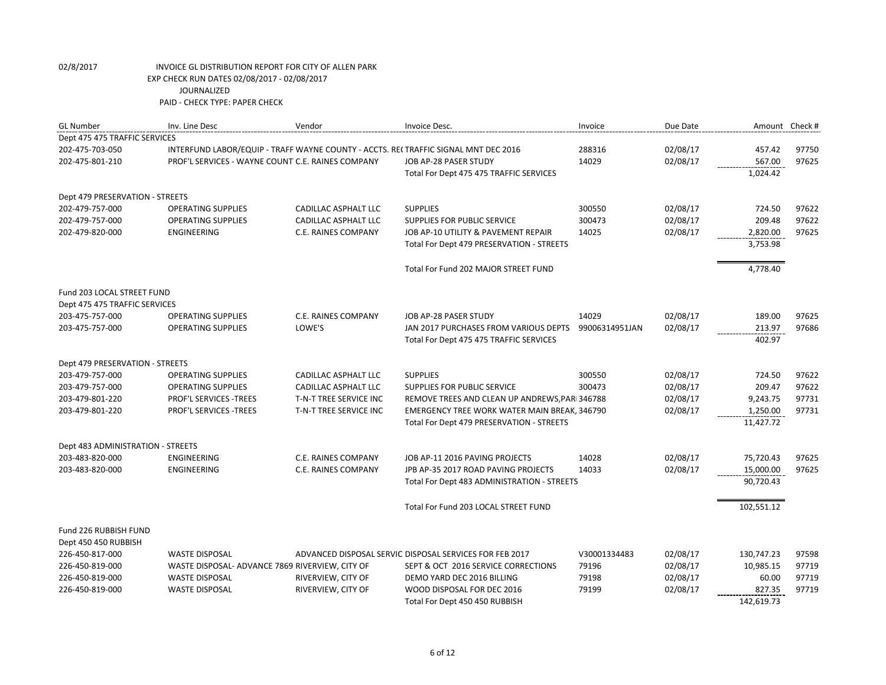02/8/2017 INVOICE GL DISTRIBUTION REPORT FOR CITY OF ALLEN PARK
EXP CHECK RUN DATES 02/08/2017 - 02/08/2017
JOURNALIZED
PAID - CHECK TYPE: PAPER CHECK

| GL Number | Inv. Line Desc | Vendor | Invoice Desc. | Invoice | Due Date | Amount | Check # |
|---|---|---|---|---|---|---|---|
| Dept 475 475 TRAFFIC SERVICES | | | | | | | |
| 202-475-703-050 | INTERFUND LABOR/EQUIP - TRAFF | WAYNE COUNTY - ACCTS. RE( | TRAFFIC SIGNAL MNT DEC 2016 | 288316 | 02/08/17 | 457.42 | 97750 |
| 202-475-801-210 | PROF'L SERVICES - WAYNE COUNT | C.E. RAINES COMPANY | JOB AP-28 PASER STUDY | 14029 | 02/08/17 | 567.00 | 97625 |
| | | | Total For Dept 475 475 TRAFFIC SERVICES | | | 1,024.42 | |
| Dept 479 PRESERVATION - STREETS | | | | | | | |
| 202-479-757-000 | OPERATING SUPPLIES | CADILLAC ASPHALT LLC | SUPPLIES | 300550 | 02/08/17 | 724.50 | 97622 |
| 202-479-757-000 | OPERATING SUPPLIES | CADILLAC ASPHALT LLC | SUPPLIES FOR PUBLIC SERVICE | 300473 | 02/08/17 | 209.48 | 97622 |
| 202-479-820-000 | ENGINEERING | C.E. RAINES COMPANY | JOB AP-10 UTILITY & PAVEMENT REPAIR | 14025 | 02/08/17 | 2,820.00 | 97625 |
| | | | Total For Dept 479 PRESERVATION - STREETS | | | 3,753.98 | |
| | | | Total For Fund 202 MAJOR STREET FUND | | | 4,778.40 | |
| Fund 203 LOCAL STREET FUND | | | | | | | |
| Dept 475 475 TRAFFIC SERVICES | | | | | | | |
| 203-475-757-000 | OPERATING SUPPLIES | C.E. RAINES COMPANY | JOB AP-28 PASER STUDY | 14029 | 02/08/17 | 189.00 | 97625 |
| 203-475-757-000 | OPERATING SUPPLIES | LOWE'S | JAN 2017 PURCHASES FROM VARIOUS DEPTS | 99006314951JAN | 02/08/17 | 213.97 | 97686 |
| | | | Total For Dept 475 475 TRAFFIC SERVICES | | | 402.97 | |
| Dept 479 PRESERVATION - STREETS | | | | | | | |
| 203-479-757-000 | OPERATING SUPPLIES | CADILLAC ASPHALT LLC | SUPPLIES | 300550 | 02/08/17 | 724.50 | 97622 |
| 203-479-757-000 | OPERATING SUPPLIES | CADILLAC ASPHALT LLC | SUPPLIES FOR PUBLIC SERVICE | 300473 | 02/08/17 | 209.47 | 97622 |
| 203-479-801-220 | PROF'L SERVICES -TREES | T-N-T TREE SERVICE INC | REMOVE TREES AND CLEAN UP ANDREWS,PARI | 346788 | 02/08/17 | 9,243.75 | 97731 |
| 203-479-801-220 | PROF'L SERVICES -TREES | T-N-T TREE SERVICE INC | EMERGENCY TREE WORK WATER MAIN BREAK, | 346790 | 02/08/17 | 1,250.00 | 97731 |
| | | | Total For Dept 479 PRESERVATION - STREETS | | | 11,427.72 | |
| Dept 483 ADMINISTRATION - STREETS | | | | | | | |
| 203-483-820-000 | ENGINEERING | C.E. RAINES COMPANY | JOB AP-11 2016 PAVING PROJECTS | 14028 | 02/08/17 | 75,720.43 | 97625 |
| 203-483-820-000 | ENGINEERING | C.E. RAINES COMPANY | JPB AP-35 2017 ROAD PAVING PROJECTS | 14033 | 02/08/17 | 15,000.00 | 97625 |
| | | | Total For Dept 483 ADMINISTRATION - STREETS | | | 90,720.43 | |
| | | | Total For Fund 203 LOCAL STREET FUND | | | 102,551.12 | |
| Fund 226 RUBBISH FUND | | | | | | | |
| Dept 450 450 RUBBISH | | | | | | | |
| 226-450-817-000 | WASTE DISPOSAL | ADVANCED DISPOSAL SERVIC | DISPOSAL SERVICES FOR FEB 2017 | V30001334483 | 02/08/17 | 130,747.23 | 97598 |
| 226-450-819-000 | WASTE DISPOSAL- ADVANCE 7869 | RIVERVIEW, CITY OF | SEPT & OCT 2016 SERVICE CORRECTIONS | 79196 | 02/08/17 | 10,985.15 | 97719 |
| 226-450-819-000 | WASTE DISPOSAL | RIVERVIEW, CITY OF | DEMO YARD DEC 2016 BILLING | 79198 | 02/08/17 | 60.00 | 97719 |
| 226-450-819-000 | WASTE DISPOSAL | RIVERVIEW, CITY OF | WOOD DISPOSAL FOR DEC 2016 | 79199 | 02/08/17 | 827.35 | 97719 |
| | | | Total For Dept 450 450 RUBBISH | | | 142,619.73 | |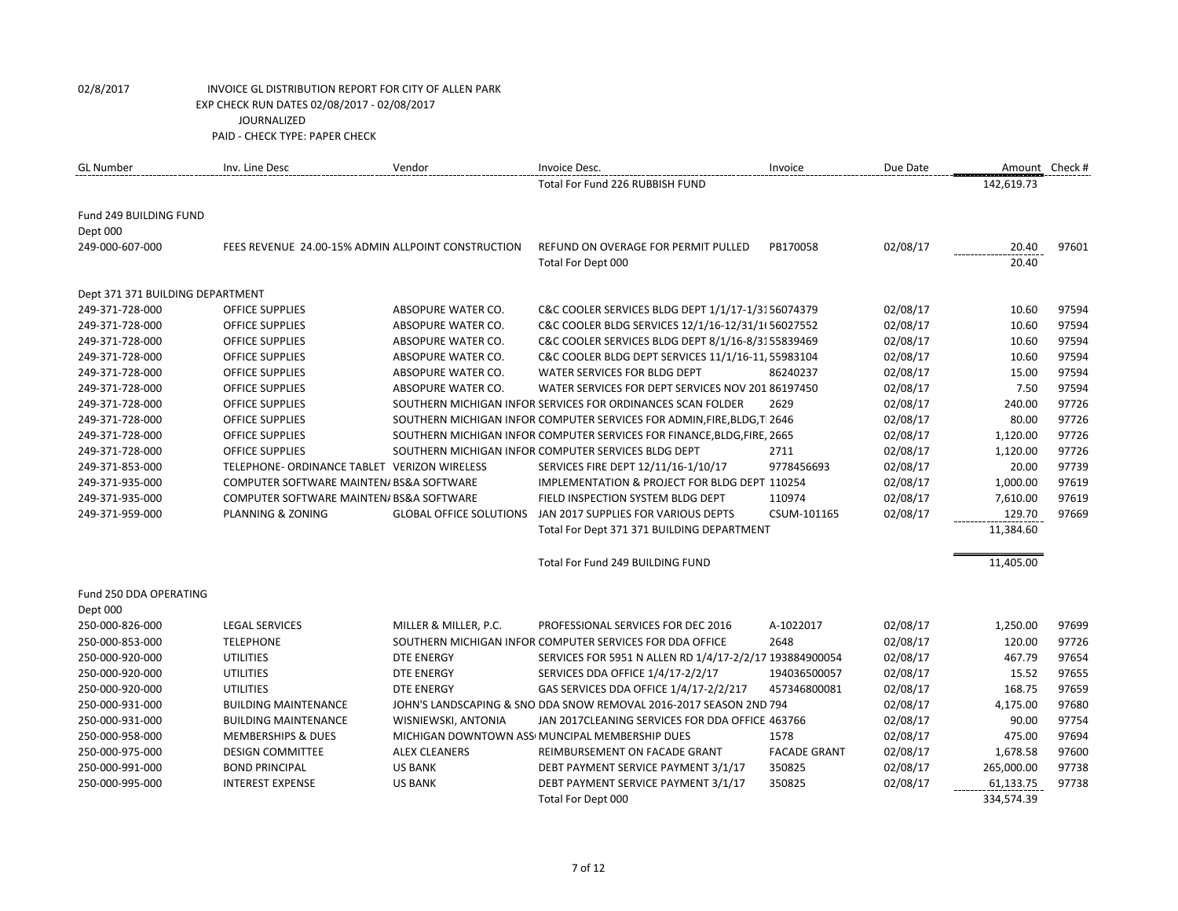02/8/2017 INVOICE GL DISTRIBUTION REPORT FOR CITY OF ALLEN PARK
EXP CHECK RUN DATES 02/08/2017 - 02/08/2017
JOURNALIZED
PAID - CHECK TYPE: PAPER CHECK

| GL Number | Inv. Line Desc | Vendor | Invoice Desc. | Invoice | Due Date | Amount | Check # |
|---|---|---|---|---|---|---|---|
| | | | Total For Fund 226 RUBBISH FUND | | | 142,619.73 | |
| Fund 249 BUILDING FUND | | | | | | | |
| Dept 000 | | | | | | | |
| 249-000-607-000 | FEES REVENUE 24.00-15% ADMIN | ALLPOINT CONSTRUCTION | REFUND ON OVERAGE FOR PERMIT PULLED | PB170058 | 02/08/17 | 20.40 | 97601 |
| | | | Total For Dept 000 | | | 20.40 | |
| Dept 371 371 BUILDING DEPARTMENT | | | | | | | |
| 249-371-728-000 | OFFICE SUPPLIES | ABSOPURE WATER CO. | C&C COOLER SERVICES BLDG DEPT 1/1/17-1/31 | 56074379 | 02/08/17 | 10.60 | 97594 |
| 249-371-728-000 | OFFICE SUPPLIES | ABSOPURE WATER CO. | C&C COOLER BLDG SERVICES 12/1/16-12/31/16 | 56027552 | 02/08/17 | 10.60 | 97594 |
| 249-371-728-000 | OFFICE SUPPLIES | ABSOPURE WATER CO. | C&C COOLER SERVICES BLDG DEPT 8/1/16-8/31 | 55839469 | 02/08/17 | 10.60 | 97594 |
| 249-371-728-000 | OFFICE SUPPLIES | ABSOPURE WATER CO. | C&C COOLER BLDG DEPT SERVICES 11/1/16-11/ | 55983104 | 02/08/17 | 10.60 | 97594 |
| 249-371-728-000 | OFFICE SUPPLIES | ABSOPURE WATER CO. | WATER SERVICES FOR BLDG DEPT | 86240237 | 02/08/17 | 15.00 | 97594 |
| 249-371-728-000 | OFFICE SUPPLIES | ABSOPURE WATER CO. | WATER SERVICES FOR DEPT SERVICES NOV 201 | 86197450 | 02/08/17 | 7.50 | 97594 |
| 249-371-728-000 | OFFICE SUPPLIES | SOUTHERN MICHIGAN INFOR | SERVICES FOR ORDINANCES SCAN FOLDER | 2629 | 02/08/17 | 240.00 | 97726 |
| 249-371-728-000 | OFFICE SUPPLIES | SOUTHERN MICHIGAN INFOR | COMPUTER SERVICES FOR ADMIN,FIRE,BLDG,T | 2646 | 02/08/17 | 80.00 | 97726 |
| 249-371-728-000 | OFFICE SUPPLIES | SOUTHERN MICHIGAN INFOR | COMPUTER SERVICES FOR FINANCE,BLDG,FIRE, | 2665 | 02/08/17 | 1,120.00 | 97726 |
| 249-371-728-000 | OFFICE SUPPLIES | SOUTHERN MICHIGAN INFOR | COMPUTER SERVICES BLDG DEPT | 2711 | 02/08/17 | 1,120.00 | 97726 |
| 249-371-853-000 | TELEPHONE- ORDINANCE TABLET | VERIZON WIRELESS | SERVICES FIRE DEPT 12/11/16-1/10/17 | 9778456693 | 02/08/17 | 20.00 | 97739 |
| 249-371-935-000 | COMPUTER SOFTWARE MAINTEN/ | BS&A SOFTWARE | IMPLEMENTATION & PROJECT FOR BLDG DEPT | 110254 | 02/08/17 | 1,000.00 | 97619 |
| 249-371-935-000 | COMPUTER SOFTWARE MAINTEN/ | BS&A SOFTWARE | FIELD INSPECTION SYSTEM BLDG DEPT | 110974 | 02/08/17 | 7,610.00 | 97619 |
| 249-371-959-000 | PLANNING & ZONING | GLOBAL OFFICE SOLUTIONS | JAN 2017 SUPPLIES FOR VARIOUS DEPTS | CSUM-101165 | 02/08/17 | 129.70 | 97669 |
| | | | Total For Dept 371 371 BUILDING DEPARTMENT | | | 11,384.60 | |
| | | | Total For Fund 249 BUILDING FUND | | | 11,405.00 | |
| Fund 250 DDA OPERATING | | | | | | | |
| Dept 000 | | | | | | | |
| 250-000-826-000 | LEGAL SERVICES | MILLER & MILLER, P.C. | PROFESSIONAL SERVICES FOR DEC 2016 | A-1022017 | 02/08/17 | 1,250.00 | 97699 |
| 250-000-853-000 | TELEPHONE | SOUTHERN MICHIGAN INFOR | COMPUTER SERVICES FOR DDA OFFICE | 2648 | 02/08/17 | 120.00 | 97726 |
| 250-000-920-000 | UTILITIES | DTE ENERGY | SERVICES FOR 5951 N ALLEN RD 1/4/17-2/2/17 | 193884900054 | 02/08/17 | 467.79 | 97654 |
| 250-000-920-000 | UTILITIES | DTE ENERGY | SERVICES DDA OFFICE 1/4/17-2/2/17 | 194036500057 | 02/08/17 | 15.52 | 97655 |
| 250-000-920-000 | UTILITIES | DTE ENERGY | GAS SERVICES DDA OFFICE 1/4/17-2/2/217 | 457346800081 | 02/08/17 | 168.75 | 97659 |
| 250-000-931-000 | BUILDING MAINTENANCE | JOHN'S LANDSCAPING & SNO | DDA SNOW REMOVAL 2016-2017 SEASON 2ND | 794 | 02/08/17 | 4,175.00 | 97680 |
| 250-000-931-000 | BUILDING MAINTENANCE | WISNIEWSKI, ANTONIA | JAN 2017CLEANING SERVICES FOR DDA OFFICE | 463766 | 02/08/17 | 90.00 | 97754 |
| 250-000-958-000 | MEMBERSHIPS & DUES | MICHIGAN DOWNTOWN ASS | MUNCIPAL MEMBERSHIP DUES | 1578 | 02/08/17 | 475.00 | 97694 |
| 250-000-975-000 | DESIGN COMMITTEE | ALEX CLEANERS | REIMBURSEMENT ON FACADE GRANT | FACADE GRANT | 02/08/17 | 1,678.58 | 97600 |
| 250-000-991-000 | BOND PRINCIPAL | US BANK | DEBT PAYMENT SERVICE PAYMENT 3/1/17 | 350825 | 02/08/17 | 265,000.00 | 97738 |
| 250-000-995-000 | INTEREST EXPENSE | US BANK | DEBT PAYMENT SERVICE PAYMENT 3/1/17 | 350825 | 02/08/17 | 61,133.75 | 97738 |
| | | | Total For Dept 000 | | | 334,574.39 | |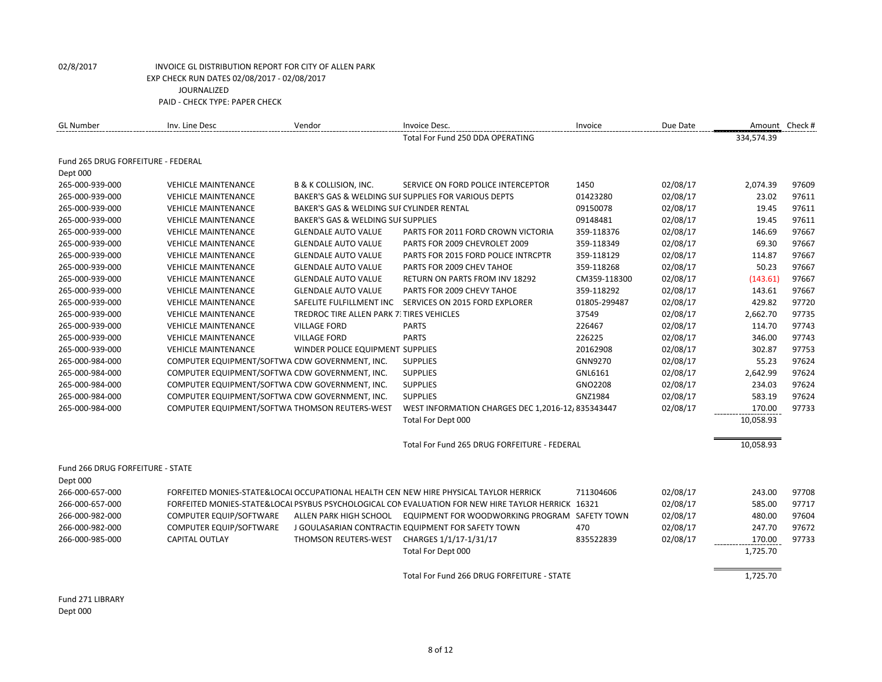02/8/2017 INVOICE GL DISTRIBUTION REPORT FOR CITY OF ALLEN PARK
EXP CHECK RUN DATES 02/08/2017 - 02/08/2017
JOURNALIZED
PAID - CHECK TYPE: PAPER CHECK

| GL Number | Inv. Line Desc | Vendor | Invoice Desc. | Invoice | Due Date | Amount | Check # |
|---|---|---|---|---|---|---|---|
| | | | Total For Fund 250 DDA OPERATING | | | 334,574.39 | |
| Fund 265 DRUG FORFEITURE - FEDERAL | | | | | | | |
| Dept 000 | | | | | | | |
| 265-000-939-000 | VEHICLE MAINTENANCE | B & K COLLISION, INC. | SERVICE ON FORD POLICE INTERCEPTOR | 1450 | 02/08/17 | 2,074.39 | 97609 |
| 265-000-939-000 | VEHICLE MAINTENANCE | BAKER'S GAS & WELDING SUI | SUPPLIES FOR VARIOUS DEPTS | 01423280 | 02/08/17 | 23.02 | 97611 |
| 265-000-939-000 | VEHICLE MAINTENANCE | BAKER'S GAS & WELDING SUI | CYLINDER RENTAL | 09150078 | 02/08/17 | 19.45 | 97611 |
| 265-000-939-000 | VEHICLE MAINTENANCE | BAKER'S GAS & WELDING SUI | SUPPLIES | 09148481 | 02/08/17 | 19.45 | 97611 |
| 265-000-939-000 | VEHICLE MAINTENANCE | GLENDALE AUTO VALUE | PARTS FOR 2011 FORD CROWN VICTORIA | 359-118376 | 02/08/17 | 146.69 | 97667 |
| 265-000-939-000 | VEHICLE MAINTENANCE | GLENDALE AUTO VALUE | PARTS FOR 2009 CHEVROLET 2009 | 359-118349 | 02/08/17 | 69.30 | 97667 |
| 265-000-939-000 | VEHICLE MAINTENANCE | GLENDALE AUTO VALUE | PARTS FOR 2015 FORD POLICE INTRCPTR | 359-118129 | 02/08/17 | 114.87 | 97667 |
| 265-000-939-000 | VEHICLE MAINTENANCE | GLENDALE AUTO VALUE | PARTS FOR 2009 CHEV TAHOE | 359-118268 | 02/08/17 | 50.23 | 97667 |
| 265-000-939-000 | VEHICLE MAINTENANCE | GLENDALE AUTO VALUE | RETURN ON PARTS FROM INV 18292 | CM359-118300 | 02/08/17 | (143.61) | 97667 |
| 265-000-939-000 | VEHICLE MAINTENANCE | GLENDALE AUTO VALUE | PARTS FOR 2009 CHEVY TAHOE | 359-118292 | 02/08/17 | 143.61 | 97667 |
| 265-000-939-000 | VEHICLE MAINTENANCE | SAFELITE FULFILLMENT INC | SERVICES ON 2015 FORD EXPLORER | 01805-299487 | 02/08/17 | 429.82 | 97720 |
| 265-000-939-000 | VEHICLE MAINTENANCE | TREDROC TIRE ALLEN PARK 7 | TIRES VEHICLES | 37549 | 02/08/17 | 2,662.70 | 97735 |
| 265-000-939-000 | VEHICLE MAINTENANCE | VILLAGE FORD | PARTS | 226467 | 02/08/17 | 114.70 | 97743 |
| 265-000-939-000 | VEHICLE MAINTENANCE | VILLAGE FORD | PARTS | 226225 | 02/08/17 | 346.00 | 97743 |
| 265-000-939-000 | VEHICLE MAINTENANCE | WINDER POLICE EQUIPMENT | SUPPLIES | 20162908 | 02/08/17 | 302.87 | 97753 |
| 265-000-984-000 | COMPUTER EQUIPMENT/SOFTWA | CDW GOVERNMENT, INC. | SUPPLIES | GNN9270 | 02/08/17 | 55.23 | 97624 |
| 265-000-984-000 | COMPUTER EQUIPMENT/SOFTWA | CDW GOVERNMENT, INC. | SUPPLIES | GNL6161 | 02/08/17 | 2,642.99 | 97624 |
| 265-000-984-000 | COMPUTER EQUIPMENT/SOFTWA | CDW GOVERNMENT, INC. | SUPPLIES | GNO2208 | 02/08/17 | 234.03 | 97624 |
| 265-000-984-000 | COMPUTER EQUIPMENT/SOFTWA | CDW GOVERNMENT, INC. | SUPPLIES | GNZ1984 | 02/08/17 | 583.19 | 97624 |
| 265-000-984-000 | COMPUTER EQUIPMENT/SOFTWA | THOMSON REUTERS-WEST | WEST INFORMATION CHARGES DEC 1,2016-12/ | 835343447 | 02/08/17 | 170.00 | 97733 |
| | | | Total For Dept 000 | | | 10,058.93 | |
| | | | Total For Fund 265 DRUG FORFEITURE - FEDERAL | | | 10,058.93 | |
| Fund 266 DRUG FORFEITURE - STATE | | | | | | | |
| Dept 000 | | | | | | | |
| 266-000-657-000 | FORFEITED MONIES-STATE&LOCAL | OCCUPATIONAL HEALTH CEN | NEW HIRE PHYSICAL TAYLOR HERRICK | 711304606 | 02/08/17 | 243.00 | 97708 |
| 266-000-657-000 | FORFEITED MONIES-STATE&LOCAL | PSYBUS PSYCHOLOGICAL CON | EVALUATION FOR NEW HIRE TAYLOR HERRICK | 16321 | 02/08/17 | 585.00 | 97717 |
| 266-000-982-000 | COMPUTER EQUIP/SOFTWARE | ALLEN PARK HIGH SCHOOL | EQUIPMENT FOR WOODWORKING PROGRAM | SAFETY TOWN | 02/08/17 | 480.00 | 97604 |
| 266-000-982-000 | COMPUTER EQUIP/SOFTWARE | J GOULASARIAN CONTRACTIN | EQUIPMENT FOR SAFETY TOWN | 470 | 02/08/17 | 247.70 | 97672 |
| 266-000-985-000 | CAPITAL OUTLAY | THOMSON REUTERS-WEST | CHARGES 1/1/17-1/31/17 | 835522839 | 02/08/17 | 170.00 | 97733 |
| | | | Total For Dept 000 | | | 1,725.70 | |
| | | | Total For Fund 266 DRUG FORFEITURE - STATE | | | 1,725.70 | |
| Fund 271 LIBRARY | | | | | | | |
| Dept 000 | | | | | | | |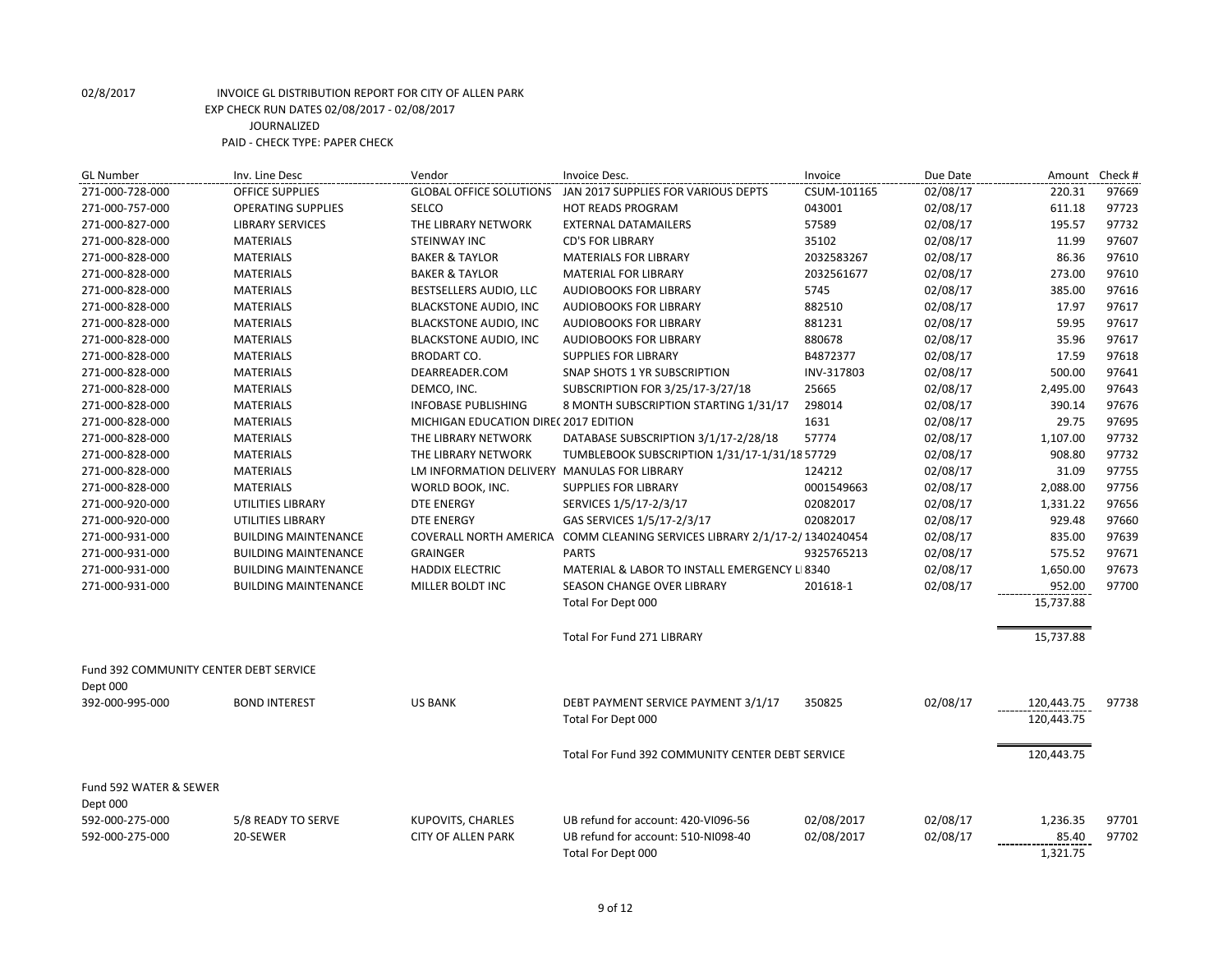02/8/2017 INVOICE GL DISTRIBUTION REPORT FOR CITY OF ALLEN PARK
EXP CHECK RUN DATES 02/08/2017 - 02/08/2017
JOURNALIZED
PAID - CHECK TYPE: PAPER CHECK

| GL Number | Inv. Line Desc | Vendor | Invoice Desc. | Invoice | Due Date | Amount | Check # |
|---|---|---|---|---|---|---|---|
| 271-000-728-000 | OFFICE SUPPLIES | GLOBAL OFFICE SOLUTIONS | JAN 2017 SUPPLIES FOR VARIOUS DEPTS | CSUM-101165 | 02/08/17 | 220.31 | 97669 |
| 271-000-757-000 | OPERATING SUPPLIES | SELCO | HOT READS PROGRAM | 043001 | 02/08/17 | 611.18 | 97723 |
| 271-000-827-000 | LIBRARY SERVICES | THE LIBRARY NETWORK | EXTERNAL DATAMAILERS | 57589 | 02/08/17 | 195.57 | 97732 |
| 271-000-828-000 | MATERIALS | STEINWAY INC | CD'S FOR LIBRARY | 35102 | 02/08/17 | 11.99 | 97607 |
| 271-000-828-000 | MATERIALS | BAKER & TAYLOR | MATERIALS FOR LIBRARY | 2032583267 | 02/08/17 | 86.36 | 97610 |
| 271-000-828-000 | MATERIALS | BAKER & TAYLOR | MATERIAL FOR LIBRARY | 2032561677 | 02/08/17 | 273.00 | 97610 |
| 271-000-828-000 | MATERIALS | BESTSELLERS AUDIO, LLC | AUDIOBOOKS FOR LIBRARY | 5745 | 02/08/17 | 385.00 | 97616 |
| 271-000-828-000 | MATERIALS | BLACKSTONE AUDIO, INC | AUDIOBOOKS FOR LIBRARY | 882510 | 02/08/17 | 17.97 | 97617 |
| 271-000-828-000 | MATERIALS | BLACKSTONE AUDIO, INC | AUDIOBOOKS FOR LIBRARY | 881231 | 02/08/17 | 59.95 | 97617 |
| 271-000-828-000 | MATERIALS | BLACKSTONE AUDIO, INC | AUDIOBOOKS FOR LIBRARY | 880678 | 02/08/17 | 35.96 | 97617 |
| 271-000-828-000 | MATERIALS | BRODART CO. | SUPPLIES FOR LIBRARY | B4872377 | 02/08/17 | 17.59 | 97618 |
| 271-000-828-000 | MATERIALS | DEARREADER.COM | SNAP SHOTS 1 YR SUBSCRIPTION | INV-317803 | 02/08/17 | 500.00 | 97641 |
| 271-000-828-000 | MATERIALS | DEMCO, INC. | SUBSCRIPTION FOR 3/25/17-3/27/18 | 25665 | 02/08/17 | 2,495.00 | 97643 |
| 271-000-828-000 | MATERIALS | INFOBASE PUBLISHING | 8 MONTH SUBSCRIPTION STARTING 1/31/17 | 298014 | 02/08/17 | 390.14 | 97676 |
| 271-000-828-000 | MATERIALS | MICHIGAN EDUCATION DIRE( | 2017 EDITION | 1631 | 02/08/17 | 29.75 | 97695 |
| 271-000-828-000 | MATERIALS | THE LIBRARY NETWORK | DATABASE SUBSCRIPTION 3/1/17-2/28/18 | 57774 | 02/08/17 | 1,107.00 | 97732 |
| 271-000-828-000 | MATERIALS | THE LIBRARY NETWORK | TUMBLEBOOK SUBSCRIPTION 1/31/17-1/31/18 | 57729 | 02/08/17 | 908.80 | 97732 |
| 271-000-828-000 | MATERIALS | LM INFORMATION DELIVERY | MANULAS FOR LIBRARY | 124212 | 02/08/17 | 31.09 | 97755 |
| 271-000-828-000 | MATERIALS | WORLD BOOK, INC. | SUPPLIES FOR LIBRARY | 0001549663 | 02/08/17 | 2,088.00 | 97756 |
| 271-000-920-000 | UTILITIES LIBRARY | DTE ENERGY | SERVICES 1/5/17-2/3/17 | 02082017 | 02/08/17 | 1,331.22 | 97656 |
| 271-000-920-000 | UTILITIES LIBRARY | DTE ENERGY | GAS SERVICES 1/5/17-2/3/17 | 02082017 | 02/08/17 | 929.48 | 97660 |
| 271-000-931-000 | BUILDING MAINTENANCE | COVERALL NORTH AMERICA | COMM CLEANING SERVICES LIBRARY 2/1/17-2/ | 1340240454 | 02/08/17 | 835.00 | 97639 |
| 271-000-931-000 | BUILDING MAINTENANCE | GRAINGER | PARTS | 9325765213 | 02/08/17 | 575.52 | 97671 |
| 271-000-931-000 | BUILDING MAINTENANCE | HADDIX ELECTRIC | MATERIAL & LABOR TO INSTALL EMERGENCY LI | 8340 | 02/08/17 | 1,650.00 | 97673 |
| 271-000-931-000 | BUILDING MAINTENANCE | MILLER BOLDT INC | SEASON CHANGE OVER LIBRARY | 201618-1 | 02/08/17 | 952.00 | 97700 |
| | | | Total For Dept 000 | | | 15,737.88 | |
| | | | Total For Fund 271 LIBRARY | | | 15,737.88 | |
| Fund 392 COMMUNITY CENTER DEBT SERVICE | | | | | | | |
| Dept 000 | | | | | | | |
| 392-000-995-000 | BOND INTEREST | US BANK | DEBT PAYMENT SERVICE PAYMENT 3/1/17 | 350825 | 02/08/17 | 120,443.75 | 97738 |
| | | | Total For Dept 000 | | | 120,443.75 | |
| | | | Total For Fund 392 COMMUNITY CENTER DEBT SERVICE | | | 120,443.75 | |
| Fund 592 WATER & SEWER | | | | | | | |
| Dept 000 | | | | | | | |
| 592-000-275-000 | 5/8 READY TO SERVE | KUPOVITS, CHARLES | UB refund for account: 420-VI096-56 | 02/08/2017 | 02/08/17 | 1,236.35 | 97701 |
| 592-000-275-000 | 20-SEWER | CITY OF ALLEN PARK | UB refund for account: 510-NI098-40 | 02/08/2017 | 02/08/17 | 85.40 | 97702 |
| | | | Total For Dept 000 | | | 1,321.75 | |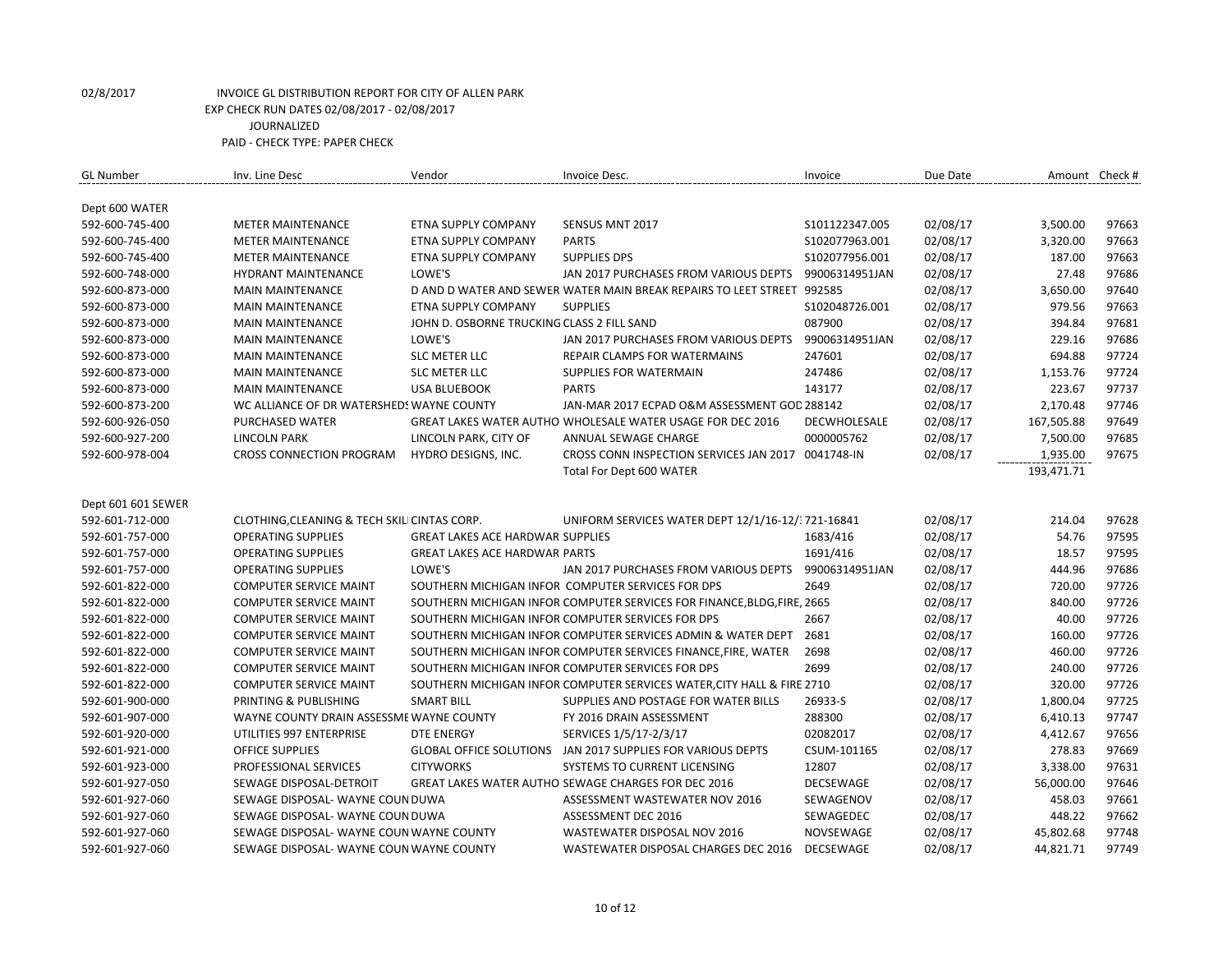02/8/2017 INVOICE GL DISTRIBUTION REPORT FOR CITY OF ALLEN PARK

EXP CHECK RUN DATES 02/08/2017 - 02/08/2017

JOURNALIZED

PAID - CHECK TYPE: PAPER CHECK

| GL Number | Inv. Line Desc | Vendor | Invoice Desc. | Invoice | Due Date | Amount | Check # |
|---|---|---|---|---|---|---|---|
| Dept 600 WATER | | | | | | | |
| 592-600-745-400 | METER MAINTENANCE | ETNA SUPPLY COMPANY | SENSUS MNT 2017 | S101122347.005 | 02/08/17 | 3,500.00 | 97663 |
| 592-600-745-400 | METER MAINTENANCE | ETNA SUPPLY COMPANY | PARTS | S102077963.001 | 02/08/17 | 3,320.00 | 97663 |
| 592-600-745-400 | METER MAINTENANCE | ETNA SUPPLY COMPANY | SUPPLIES DPS | S102077956.001 | 02/08/17 | 187.00 | 97663 |
| 592-600-748-000 | HYDRANT MAINTENANCE | LOWE'S | JAN 2017 PURCHASES FROM VARIOUS DEPTS | 99006314951JAN | 02/08/17 | 27.48 | 97686 |
| 592-600-873-000 | MAIN MAINTENANCE | D AND D WATER AND SEWER | WATER MAIN BREAK REPAIRS TO LEET STREET | 992585 | 02/08/17 | 3,650.00 | 97640 |
| 592-600-873-000 | MAIN MAINTENANCE | ETNA SUPPLY COMPANY | SUPPLIES | S102048726.001 | 02/08/17 | 979.56 | 97663 |
| 592-600-873-000 | MAIN MAINTENANCE | JOHN D. OSBORNE TRUCKING | CLASS 2 FILL SAND | 087900 | 02/08/17 | 394.84 | 97681 |
| 592-600-873-000 | MAIN MAINTENANCE | LOWE'S | JAN 2017 PURCHASES FROM VARIOUS DEPTS | 99006314951JAN | 02/08/17 | 229.16 | 97686 |
| 592-600-873-000 | MAIN MAINTENANCE | SLC METER LLC | REPAIR CLAMPS FOR WATERMAINS | 247601 | 02/08/17 | 694.88 | 97724 |
| 592-600-873-000 | MAIN MAINTENANCE | SLC METER LLC | SUPPLIES FOR WATERMAIN | 247486 | 02/08/17 | 1,153.76 | 97724 |
| 592-600-873-000 | MAIN MAINTENANCE | USA BLUEBOOK | PARTS | 143177 | 02/08/17 | 223.67 | 97737 |
| 592-600-873-200 | WC ALLIANCE OF DR WATERSHEDS | WAYNE COUNTY | JAN-MAR 2017 ECPAD O&M ASSESSMENT GOD | 288142 | 02/08/17 | 2,170.48 | 97746 |
| 592-600-926-050 | PURCHASED WATER | GREAT LAKES WATER AUTHO | WHOLESALE WATER USAGE FOR DEC 2016 | DECWHOLESALE | 02/08/17 | 167,505.88 | 97649 |
| 592-600-927-200 | LINCOLN PARK | LINCOLN PARK, CITY OF | ANNUAL SEWAGE CHARGE | 0000005762 | 02/08/17 | 7,500.00 | 97685 |
| 592-600-978-004 | CROSS CONNECTION PROGRAM | HYDRO DESIGNS, INC. | CROSS CONN INSPECTION SERVICES JAN 2017 | 0041748-IN | 02/08/17 | 1,935.00 | 97675 |
| | | | Total For Dept 600 WATER | | | 193,471.71 | |
| Dept 601 601 SEWER | | | | | | | |
| 592-601-712-000 | CLOTHING,CLEANING & TECH SKILL | CINTAS CORP. | UNIFORM SERVICES WATER DEPT 12/1/16-12/ | 721-16841 | 02/08/17 | 214.04 | 97628 |
| 592-601-757-000 | OPERATING SUPPLIES | GREAT LAKES ACE HARDWAR | SUPPLIES | 1683/416 | 02/08/17 | 54.76 | 97595 |
| 592-601-757-000 | OPERATING SUPPLIES | GREAT LAKES ACE HARDWAR | PARTS | 1691/416 | 02/08/17 | 18.57 | 97595 |
| 592-601-757-000 | OPERATING SUPPLIES | LOWE'S | JAN 2017 PURCHASES FROM VARIOUS DEPTS | 99006314951JAN | 02/08/17 | 444.96 | 97686 |
| 592-601-822-000 | COMPUTER SERVICE MAINT | SOUTHERN MICHIGAN INFOR | COMPUTER SERVICES FOR DPS | 2649 | 02/08/17 | 720.00 | 97726 |
| 592-601-822-000 | COMPUTER SERVICE MAINT | SOUTHERN MICHIGAN INFOR | COMPUTER SERVICES FOR FINANCE,BLDG,FIRE, | 2665 | 02/08/17 | 840.00 | 97726 |
| 592-601-822-000 | COMPUTER SERVICE MAINT | SOUTHERN MICHIGAN INFOR | COMPUTER SERVICES FOR DPS | 2667 | 02/08/17 | 40.00 | 97726 |
| 592-601-822-000 | COMPUTER SERVICE MAINT | SOUTHERN MICHIGAN INFOR | COMPUTER SERVICES ADMIN & WATER DEPT | 2681 | 02/08/17 | 160.00 | 97726 |
| 592-601-822-000 | COMPUTER SERVICE MAINT | SOUTHERN MICHIGAN INFOR | COMPUTER SERVICES FINANCE,FIRE, WATER | 2698 | 02/08/17 | 460.00 | 97726 |
| 592-601-822-000 | COMPUTER SERVICE MAINT | SOUTHERN MICHIGAN INFOR | COMPUTER SERVICES FOR DPS | 2699 | 02/08/17 | 240.00 | 97726 |
| 592-601-822-000 | COMPUTER SERVICE MAINT | SOUTHERN MICHIGAN INFOR | COMPUTER SERVICES WATER,CITY HALL & FIRE | 2710 | 02/08/17 | 320.00 | 97726 |
| 592-601-900-000 | PRINTING & PUBLISHING | SMART BILL | SUPPLIES AND POSTAGE FOR WATER BILLS | 26933-S | 02/08/17 | 1,800.04 | 97725 |
| 592-601-907-000 | WAYNE COUNTY DRAIN ASSESSME | WAYNE COUNTY | FY 2016 DRAIN ASSESSMENT | 288300 | 02/08/17 | 6,410.13 | 97747 |
| 592-601-920-000 | UTILITIES 997 ENTERPRISE | DTE ENERGY | SERVICES 1/5/17-2/3/17 | 02082017 | 02/08/17 | 4,412.67 | 97656 |
| 592-601-921-000 | OFFICE SUPPLIES | GLOBAL OFFICE SOLUTIONS | JAN 2017 SUPPLIES FOR VARIOUS DEPTS | CSUM-101165 | 02/08/17 | 278.83 | 97669 |
| 592-601-923-000 | PROFESSIONAL SERVICES | CITYWORKS | SYSTEMS TO CURRENT LICENSING | 12807 | 02/08/17 | 3,338.00 | 97631 |
| 592-601-927-050 | SEWAGE DISPOSAL-DETROIT | GREAT LAKES WATER AUTHO | SEWAGE CHARGES FOR DEC 2016 | DECSEWAGE | 02/08/17 | 56,000.00 | 97646 |
| 592-601-927-060 | SEWAGE DISPOSAL- WAYNE COUN | DUWA | ASSESSMENT WASTEWATER NOV 2016 | SEWAGENOV | 02/08/17 | 458.03 | 97661 |
| 592-601-927-060 | SEWAGE DISPOSAL- WAYNE COUN | DUWA | ASSESSMENT DEC 2016 | SEWAGEDEC | 02/08/17 | 448.22 | 97662 |
| 592-601-927-060 | SEWAGE DISPOSAL- WAYNE COUN | WAYNE COUNTY | WASTEWATER DISPOSAL NOV 2016 | NOVSEWAGE | 02/08/17 | 45,802.68 | 97748 |
| 592-601-927-060 | SEWAGE DISPOSAL- WAYNE COUN | WAYNE COUNTY | WASTEWATER DISPOSAL CHARGES DEC 2016 | DECSEWAGE | 02/08/17 | 44,821.71 | 97749 |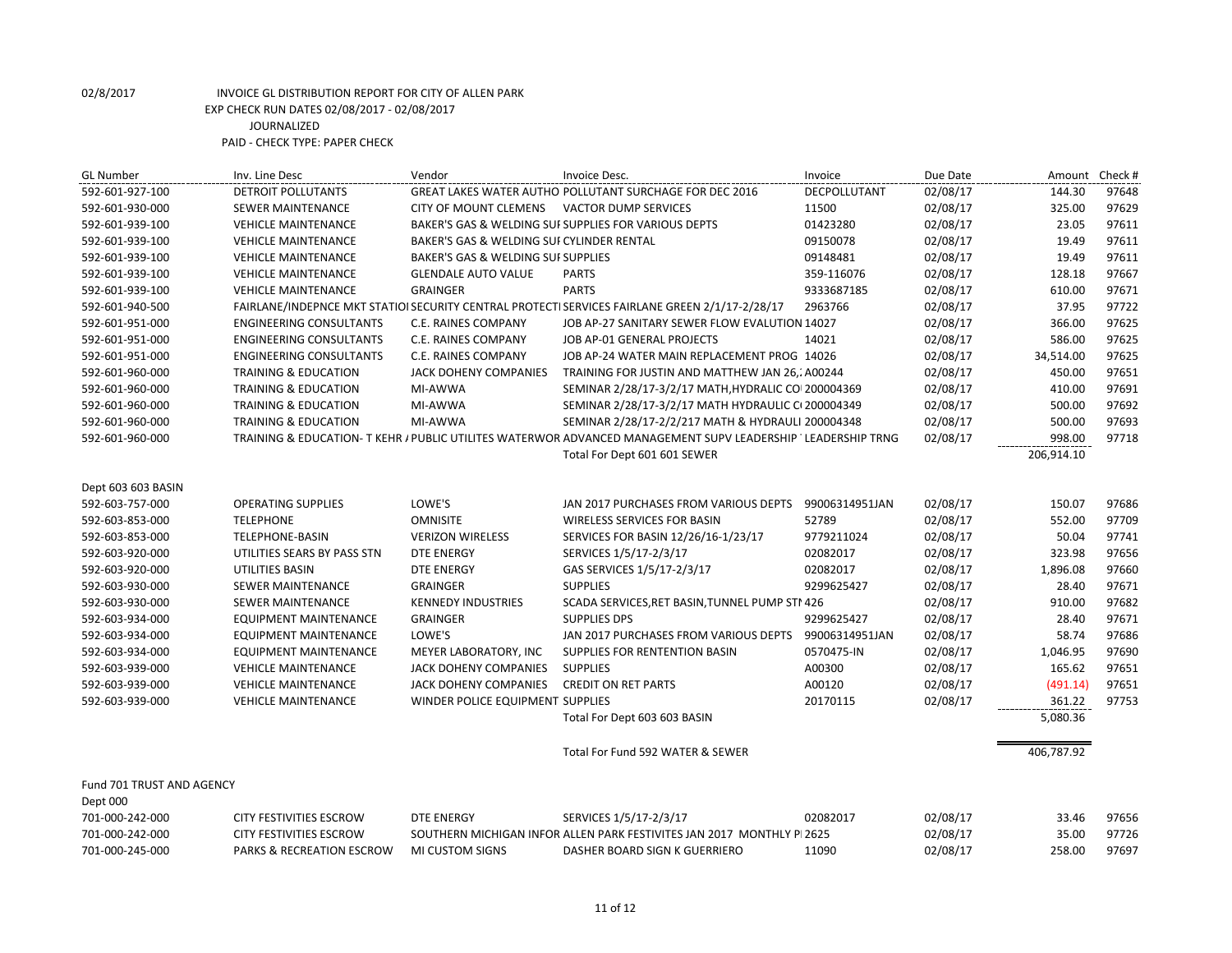02/8/2017 INVOICE GL DISTRIBUTION REPORT FOR CITY OF ALLEN PARK

EXP CHECK RUN DATES 02/08/2017 - 02/08/2017

JOURNALIZED

PAID - CHECK TYPE: PAPER CHECK

| GL Number | Inv. Line Desc | Vendor | Invoice Desc. | Invoice | Due Date | Amount | Check # |
|---|---|---|---|---|---|---|---|
| 592-601-927-100 | DETROIT POLLUTANTS | GREAT LAKES WATER AUTHO | POLLUTANT SURCHAGE FOR DEC 2016 | DECPOLLUTANT | 02/08/17 | 144.30 | 97648 |
| 592-601-930-000 | SEWER MAINTENANCE | CITY OF MOUNT CLEMENS | VACTOR DUMP SERVICES | 11500 | 02/08/17 | 325.00 | 97629 |
| 592-601-939-100 | VEHICLE MAINTENANCE | BAKER'S GAS & WELDING SUI | SUPPLIES FOR VARIOUS DEPTS | 01423280 | 02/08/17 | 23.05 | 97611 |
| 592-601-939-100 | VEHICLE MAINTENANCE | BAKER'S GAS & WELDING SUI | CYLINDER RENTAL | 09150078 | 02/08/17 | 19.49 | 97611 |
| 592-601-939-100 | VEHICLE MAINTENANCE | BAKER'S GAS & WELDING SUI | SUPPLIES | 09148481 | 02/08/17 | 19.49 | 97611 |
| 592-601-939-100 | VEHICLE MAINTENANCE | GLENDALE AUTO VALUE | PARTS | 359-116076 | 02/08/17 | 128.18 | 97667 |
| 592-601-939-100 | VEHICLE MAINTENANCE | GRAINGER | PARTS | 9333687185 | 02/08/17 | 610.00 | 97671 |
| 592-601-940-500 | FAIRLANE/INDEPNCE MKT STATIOI | SECURITY CENTRAL PROTECTI | SERVICES FAIRLANE GREEN 2/1/17-2/28/17 | 2963766 | 02/08/17 | 37.95 | 97722 |
| 592-601-951-000 | ENGINEERING CONSULTANTS | C.E. RAINES COMPANY | JOB AP-27 SANITARY SEWER FLOW EVALUTION | 14027 | 02/08/17 | 366.00 | 97625 |
| 592-601-951-000 | ENGINEERING CONSULTANTS | C.E. RAINES COMPANY | JOB AP-01 GENERAL PROJECTS | 14021 | 02/08/17 | 586.00 | 97625 |
| 592-601-951-000 | ENGINEERING CONSULTANTS | C.E. RAINES COMPANY | JOB AP-24 WATER MAIN REPLACEMENT PROG | 14026 | 02/08/17 | 34,514.00 | 97625 |
| 592-601-960-000 | TRAINING & EDUCATION | JACK DOHENY COMPANIES | TRAINING FOR JUSTIN AND MATTHEW JAN 26,: | A00244 | 02/08/17 | 450.00 | 97651 |
| 592-601-960-000 | TRAINING & EDUCATION | MI-AWWA | SEMINAR 2/28/17-3/2/17 MATH,HYDRALIC CO | 200004369 | 02/08/17 | 410.00 | 97691 |
| 592-601-960-000 | TRAINING & EDUCATION | MI-AWWA | SEMINAR 2/28/17-3/2/17 MATH HYDRAULIC C | 200004349 | 02/08/17 | 500.00 | 97692 |
| 592-601-960-000 | TRAINING & EDUCATION | MI-AWWA | SEMINAR 2/28/17-2/2/217 MATH & HYDRAULI | 200004348 | 02/08/17 | 500.00 | 97693 |
| 592-601-960-000 | TRAINING & EDUCATION- T KEHR | PUBLIC UTILITES WATERWOR | ADVANCED MANAGEMENT SUPV LEADERSHIP | LEADERSHIP TRNG | 02/08/17 | 998.00 | 97718 |
| | | | Total For Dept 601 601 SEWER | | | 206,914.10 | |
| Dept 603 603 BASIN | | | | | | | |
| 592-603-757-000 | OPERATING SUPPLIES | LOWE'S | JAN 2017 PURCHASES FROM VARIOUS DEPTS | 99006314951JAN | 02/08/17 | 150.07 | 97686 |
| 592-603-853-000 | TELEPHONE | OMNISITE | WIRELESS SERVICES FOR BASIN | 52789 | 02/08/17 | 552.00 | 97709 |
| 592-603-853-000 | TELEPHONE-BASIN | VERIZON WIRELESS | SERVICES FOR BASIN 12/26/16-1/23/17 | 9779211024 | 02/08/17 | 50.04 | 97741 |
| 592-603-920-000 | UTILITIES SEARS BY PASS STN | DTE ENERGY | SERVICES 1/5/17-2/3/17 | 02082017 | 02/08/17 | 323.98 | 97656 |
| 592-603-920-000 | UTILITIES BASIN | DTE ENERGY | GAS SERVICES 1/5/17-2/3/17 | 02082017 | 02/08/17 | 1,896.08 | 97660 |
| 592-603-930-000 | SEWER MAINTENANCE | GRAINGER | SUPPLIES | 9299625427 | 02/08/17 | 28.40 | 97671 |
| 592-603-930-000 | SEWER MAINTENANCE | KENNEDY INDUSTRIES | SCADA SERVICES,RET BASIN,TUNNEL PUMP STI | 426 | 02/08/17 | 910.00 | 97682 |
| 592-603-934-000 | EQUIPMENT MAINTENANCE | GRAINGER | SUPPLIES DPS | 9299625427 | 02/08/17 | 28.40 | 97671 |
| 592-603-934-000 | EQUIPMENT MAINTENANCE | LOWE'S | JAN 2017 PURCHASES FROM VARIOUS DEPTS | 99006314951JAN | 02/08/17 | 58.74 | 97686 |
| 592-603-934-000 | EQUIPMENT MAINTENANCE | MEYER LABORATORY, INC | SUPPLIES FOR RENTENTION BASIN | 0570475-IN | 02/08/17 | 1,046.95 | 97690 |
| 592-603-939-000 | VEHICLE MAINTENANCE | JACK DOHENY COMPANIES | SUPPLIES | A00300 | 02/08/17 | 165.62 | 97651 |
| 592-603-939-000 | VEHICLE MAINTENANCE | JACK DOHENY COMPANIES | CREDIT ON RET PARTS | A00120 | 02/08/17 | (491.14) | 97651 |
| 592-603-939-000 | VEHICLE MAINTENANCE | WINDER POLICE EQUIPMENT | SUPPLIES | 20170115 | 02/08/17 | 361.22 | 97753 |
| | | | Total For Dept 603 603 BASIN | | | 5,080.36 | |
| | | | Total For Fund 592 WATER & SEWER | | | 406,787.92 | |
| Fund 701 TRUST AND AGENCY | | | | | | | |
| Dept 000 | | | | | | | |
| 701-000-242-000 | CITY FESTIVITIES ESCROW | DTE ENERGY | SERVICES 1/5/17-2/3/17 | 02082017 | 02/08/17 | 33.46 | 97656 |
| 701-000-242-000 | CITY FESTIVITIES ESCROW | SOUTHERN MICHIGAN INFOR | ALLEN PARK FESTIVITES JAN 2017 MONTHLY P | 2625 | 02/08/17 | 35.00 | 97726 |
| 701-000-245-000 | PARKS & RECREATION ESCROW | MI CUSTOM SIGNS | DASHER BOARD SIGN K GUERRIERO | 11090 | 02/08/17 | 258.00 | 97697 |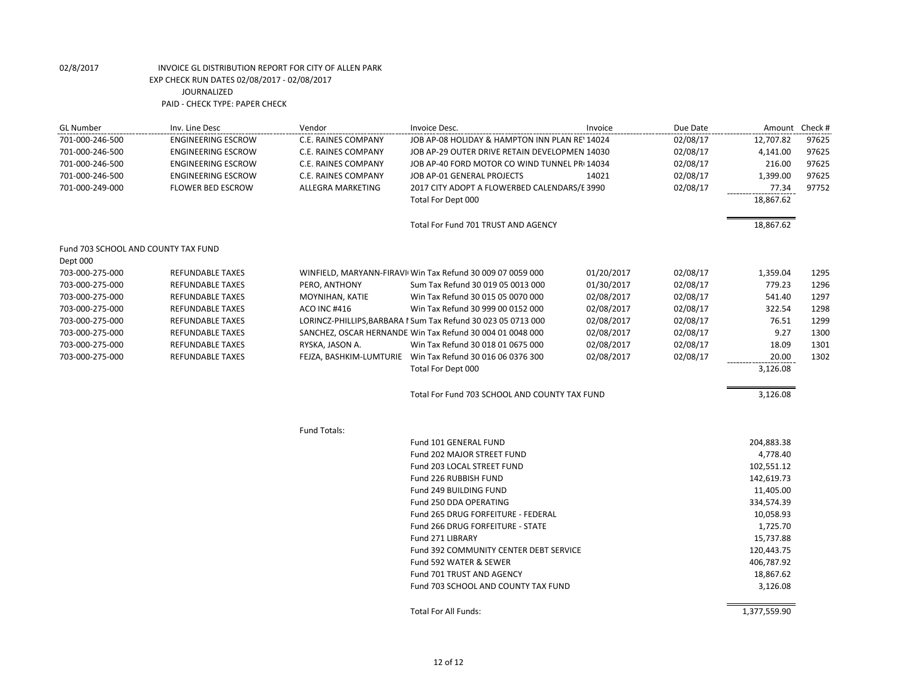02/8/2017 INVOICE GL DISTRIBUTION REPORT FOR CITY OF ALLEN PARK
EXP CHECK RUN DATES 02/08/2017 - 02/08/2017
JOURNALIZED
PAID - CHECK TYPE: PAPER CHECK

| GL Number | Inv. Line Desc | Vendor | Invoice Desc. | Invoice | Due Date | Amount | Check # |
|---|---|---|---|---|---|---|---|
| 701-000-246-500 | ENGINEERING ESCROW | C.E. RAINES COMPANY | JOB AP-08 HOLIDAY & HAMPTON INN PLAN RE\ | 14024 | 02/08/17 | 12,707.82 | 97625 |
| 701-000-246-500 | ENGINEERING ESCROW | C.E. RAINES COMPANY | JOB AP-29 OUTER DRIVE RETAIN DEVELOPMEN | 14030 | 02/08/17 | 4,141.00 | 97625 |
| 701-000-246-500 | ENGINEERING ESCROW | C.E. RAINES COMPANY | JOB AP-40 FORD MOTOR CO WIND TUNNEL PR | 14034 | 02/08/17 | 216.00 | 97625 |
| 701-000-246-500 | ENGINEERING ESCROW | C.E. RAINES COMPANY | JOB AP-01 GENERAL PROJECTS | 14021 | 02/08/17 | 1,399.00 | 97625 |
| 701-000-249-000 | FLOWER BED ESCROW | ALLEGRA MARKETING | 2017 CITY ADOPT A FLOWERBED CALENDARS/E | 3990 | 02/08/17 | 77.34 | 97752 |
| | | | Total For Dept 000 | | | 18,867.62 | |
| | | | Total For Fund 701 TRUST AND AGENCY | | | 18,867.62 | |
| Fund 703 SCHOOL AND COUNTY TAX FUND | | | | | | | |
| Dept 000 | | | | | | | |
| 703-000-275-000 | REFUNDABLE TAXES | WINFIELD, MARYANN-FIRAVI | Win Tax Refund 30 009 07 0059 000 | 01/20/2017 | 02/08/17 | 1,359.04 | 1295 |
| 703-000-275-000 | REFUNDABLE TAXES | PERO, ANTHONY | Sum Tax Refund 30 019 05 0013 000 | 01/30/2017 | 02/08/17 | 779.23 | 1296 |
| 703-000-275-000 | REFUNDABLE TAXES | MOYNIHAN, KATIE | Win Tax Refund 30 015 05 0070 000 | 02/08/2017 | 02/08/17 | 541.40 | 1297 |
| 703-000-275-000 | REFUNDABLE TAXES | ACO INC #416 | Win Tax Refund 30 999 00 0152 000 | 02/08/2017 | 02/08/17 | 322.54 | 1298 |
| 703-000-275-000 | REFUNDABLE TAXES | LORINCZ-PHILLIPS,BARBARA I | Sum Tax Refund 30 023 05 0713 000 | 02/08/2017 | 02/08/17 | 76.51 | 1299 |
| 703-000-275-000 | REFUNDABLE TAXES | SANCHEZ, OSCAR HERNANDE | Win Tax Refund 30 004 01 0048 000 | 02/08/2017 | 02/08/17 | 9.27 | 1300 |
| 703-000-275-000 | REFUNDABLE TAXES | RYSKA, JASON A. | Win Tax Refund 30 018 01 0675 000 | 02/08/2017 | 02/08/17 | 18.09 | 1301 |
| 703-000-275-000 | REFUNDABLE TAXES | FEJZA, BASHKIM-LUMTURIE | Win Tax Refund 30 016 06 0376 300 | 02/08/2017 | 02/08/17 | 20.00 | 1302 |
| | | | Total For Dept 000 | | | 3,126.08 | |
| | | | Total For Fund 703 SCHOOL AND COUNTY TAX FUND | | | 3,126.08 | |

Fund Totals:

| | |
|---|---|
| Fund 101 GENERAL FUND | 204,883.38 |
| Fund 202 MAJOR STREET FUND | 4,778.40 |
| Fund 203 LOCAL STREET FUND | 102,551.12 |
| Fund 226 RUBBISH FUND | 142,619.73 |
| Fund 249 BUILDING FUND | 11,405.00 |
| Fund 250 DDA OPERATING | 334,574.39 |
| Fund 265 DRUG FORFEITURE - FEDERAL | 10,058.93 |
| Fund 266 DRUG FORFEITURE - STATE | 1,725.70 |
| Fund 271 LIBRARY | 15,737.88 |
| Fund 392 COMMUNITY CENTER DEBT SERVICE | 120,443.75 |
| Fund 592 WATER & SEWER | 406,787.92 |
| Fund 701 TRUST AND AGENCY | 18,867.62 |
| Fund 703 SCHOOL AND COUNTY TAX FUND | 3,126.08 |
| Total For All Funds: | 1,377,559.90 |